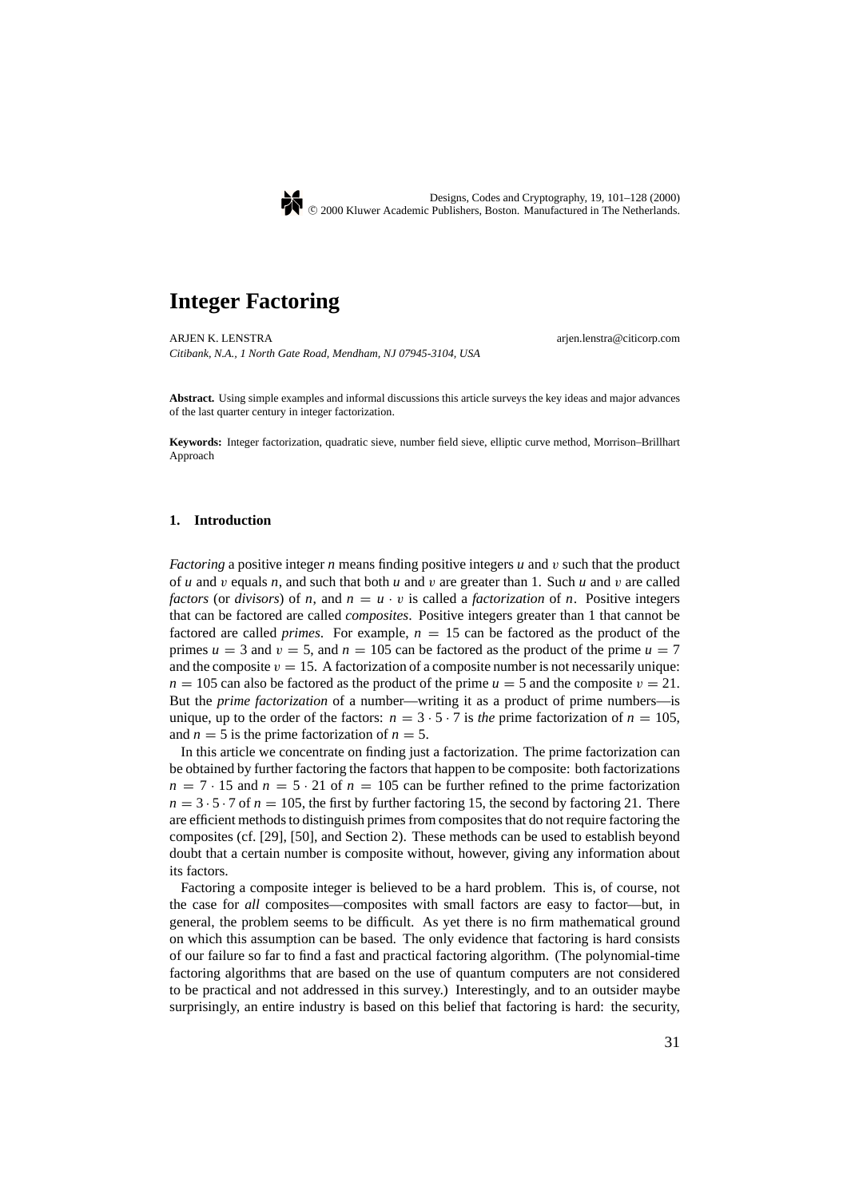# Integer Factoring

ARJEN K. LENSTRA arjen.lenstra@citicorp.com

*Citibank, N.A., 1 North Gate Road, Mendham, NJ 07945-3104, USA*

**Abstract.** Using simple examples and informal discussions this article surveys the key ideas and major advances of the last quarter century in integer factorization.

**Keywords:** Integer factorization, quadratic sieve, number field sieve, elliptic curve method, Morrison–Brillhart Approach

## 1. Introduction

*Factoring* a positive integer $n$ means finding positive integers $u$ and $v$ such that the product of $u$ and $v$ equals $n$, and such that both $u$ and $v$ are greater than 1. Such $u$ and $v$ are called *factors* (or *divisors*) of $n$, and $n = u \cdot v$ is called a *factorization* of $n$. Positive integers that can be factored are called *composites*. Positive integers greater than 1 that cannot be factored are called *primes*. For example, $n = 15$ can be factored as the product of the primes $u = 3$ and $v = 5$, and $n = 105$ can be factored as the product of the prime $u = 7$ and the composite $v = 15$. A factorization of a composite number is not necessarily unique: $n = 105$ can also be factored as the product of the prime $u = 5$ and the composite $v = 21$. But the *prime factorization* of a number—writing it as a product of prime numbers—is unique, up to the order of the factors: $n = 3 \cdot 5 \cdot 7$ is *the* prime factorization of $n = 105$, and $n = 5$ is the prime factorization of $n = 5$.

In this article we concentrate on finding just a factorization. The prime factorization can be obtained by further factoring the factors that happen to be composite: both factorizations $n = 7 \cdot 15$ and $n = 5 \cdot 21$ of $n = 105$ can be further refined to the prime factorization $n = 3 \cdot 5 \cdot 7$ of $n = 105$, the first by further factoring 15, the second by factoring 21. There are efficient methods to distinguish primes from composites that do not require factoring the composites (cf. [29], [50], and Section 2). These methods can be used to establish beyond doubt that a certain number is composite without, however, giving any information about its factors.

Factoring a composite integer is believed to be a hard problem. This is, of course, not the case for *all* composites—composites with small factors are easy to factor—but, in general, the problem seems to be difficult. As yet there is no firm mathematical ground on which this assumption can be based. The only evidence that factoring is hard consists of our failure so far to find a fast and practical factoring algorithm. (The polynomial-time factoring algorithms that are based on the use of quantum computers are not considered to be practical and not addressed in this survey.) Interestingly, and to an outsider maybe surprisingly, an entire industry is based on this belief that factoring is hard: the security,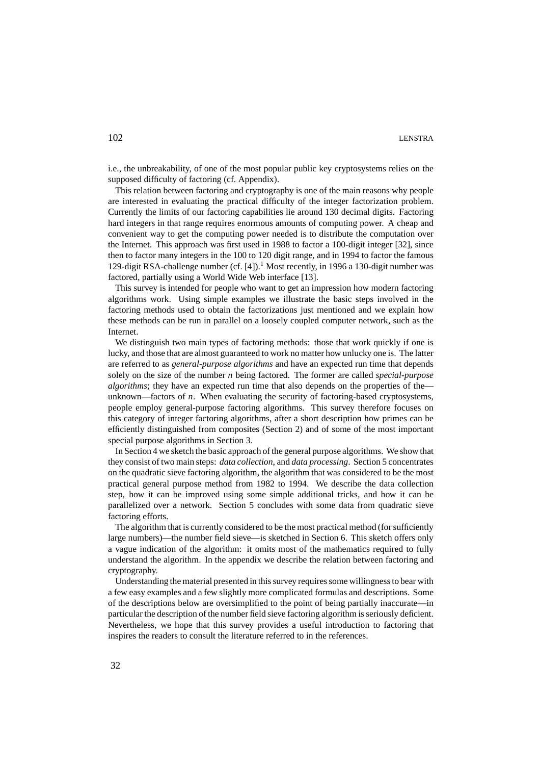i.e., the unbreakability, of one of the most popular public key cryptosystems relies on the supposed difficulty of factoring (cf. Appendix).

This relation between factoring and cryptography is one of the main reasons why people are interested in evaluating the practical difficulty of the integer factorization problem. Currently the limits of our factoring capabilities lie around 130 decimal digits. Factoring hard integers in that range requires enormous amounts of computing power. A cheap and convenient way to get the computing power needed is to distribute the computation over the Internet. This approach was first used in 1988 to factor a 100-digit integer [32], since then to factor many integers in the 100 to 120 digit range, and in 1994 to factor the famous 129-digit RSA-challenge number (cf. [4]).[1] Most recently, in 1996 a 130-digit number was factored, partially using a World Wide Web interface [13].

This survey is intended for people who want to get an impression how modern factoring algorithms work. Using simple examples we illustrate the basic steps involved in the factoring methods used to obtain the factorizations just mentioned and we explain how these methods can be run in parallel on a loosely coupled computer network, such as the Internet.

We distinguish two main types of factoring methods: those that work quickly if one is lucky, and those that are almost guaranteed to work no matter how unlucky one is. The latter are referred to as *general-purpose algorithms* and have an expected run time that depends solely on the size of the number $n$ being factored. The former are called *special-purpose algorithms*; they have an expected run time that also depends on the properties of the—unknown—factors of $n$. When evaluating the security of factoring-based cryptosystems, people employ general-purpose factoring algorithms. This survey therefore focuses on this category of integer factoring algorithms, after a short description how primes can be efficiently distinguished from composites (Section 2) and of some of the most important special purpose algorithms in Section 3.

In Section 4 we sketch the basic approach of the general purpose algorithms. We show that they consist of two main steps: *data collection*, and *data processing*. Section 5 concentrates on the quadratic sieve factoring algorithm, the algorithm that was considered to be the most practical general purpose method from 1982 to 1994. We describe the data collection step, how it can be improved using some simple additional tricks, and how it can be parallelized over a network. Section 5 concludes with some data from quadratic sieve factoring efforts.

The algorithm that is currently considered to be the most practical method (for sufficiently large numbers)—the number field sieve—is sketched in Section 6. This sketch offers only a vague indication of the algorithm: it omits most of the mathematics required to fully understand the algorithm. In the appendix we describe the relation between factoring and cryptography.

Understanding the material presented in this survey requires some willingness to bear with a few easy examples and a few slightly more complicated formulas and descriptions. Some of the descriptions below are oversimplified to the point of being partially inaccurate—in particular the description of the number field sieve factoring algorithm is seriously deficient. Nevertheless, we hope that this survey provides a useful introduction to factoring that inspires the readers to consult the literature referred to in the references.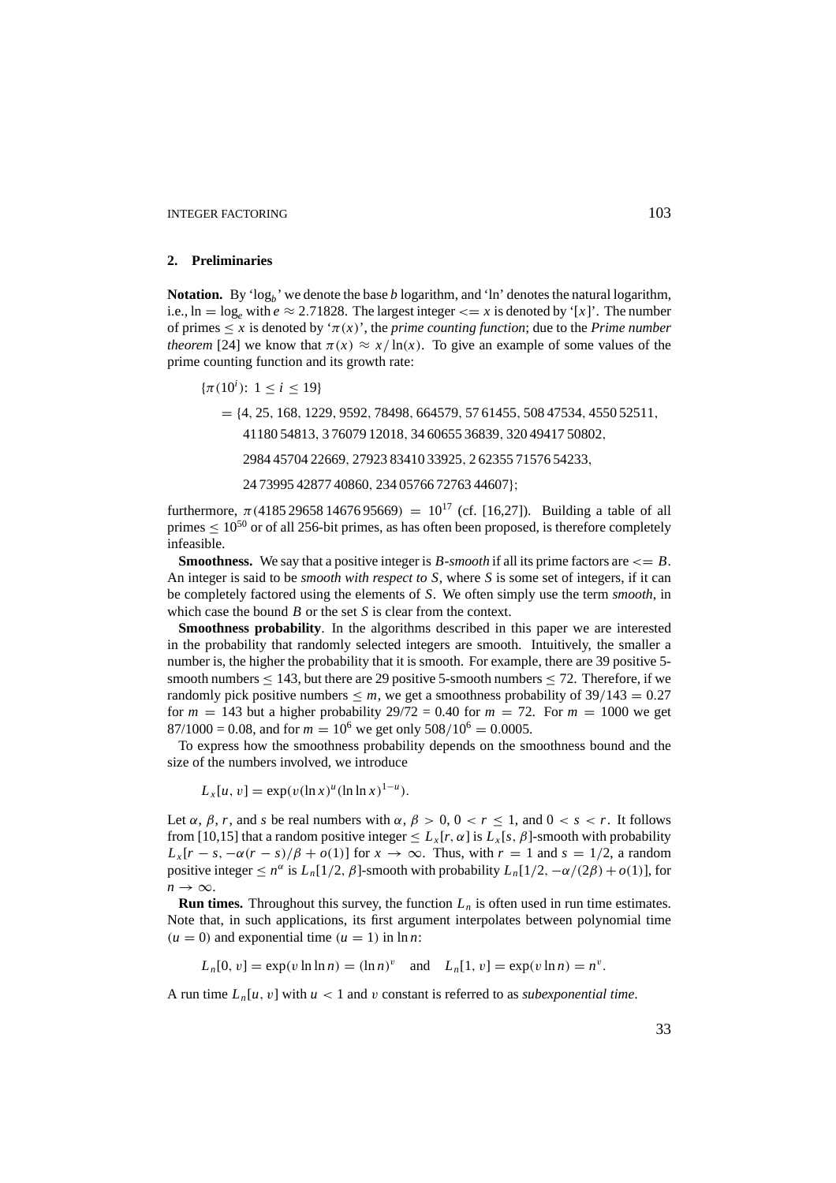## 2. Preliminaries

**Notation.** By '$\log_b$' we denote the base $b$ logarithm, and 'ln' denotes the natural logarithm, i.e., $\ln = \log_e$ with $e \approx 2.71828$. The largest integer $<= x$ is denoted by '$[x]$'. The number of primes $\leq x$ is denoted by '$\pi(x)$', the *prime counting function*; due to the *Prime number theorem* [24] we know that $\pi(x) \approx x/\ln(x)$. To give an example of some values of the prime counting function and its growth rate:

$$
\begin{aligned}
&\{\pi(10^i)\colon 1 \leq i \leq 19\} \\
&\quad = \{4, 25, 168, 1229, 9592, 78498, 664579, 57\,61455, 508\,47534, 4550\,52511, \\
&\qquad 41180\,54813, 3\,76079\,12018, 34\,60655\,36839, 320\,49417\,50802, \\
&\qquad 2984\,45704\,22669, 27923\,83410\,33925, 2\,62355\,71576\,54233, \\
&\qquad 24\,73995\,42877\,40860, 234\,05766\,72763\,44607\};
\end{aligned}
$$

furthermore, $\pi(4185\,29658\,14676\,95669) = 10^{17}$ (cf. [16,27]). Building a table of all primes $\leq 10^{50}$ or of all 256-bit primes, as has often been proposed, is therefore completely infeasible.

**Smoothness.** We say that a positive integer is *B-smooth* if all its prime factors are $<= B$. An integer is said to be *smooth with respect to S*, where $S$ is some set of integers, if it can be completely factored using the elements of $S$. We often simply use the term *smooth*, in which case the bound $B$ or the set $S$ is clear from the context.

**Smoothness probability**. In the algorithms described in this paper we are interested in the probability that randomly selected integers are smooth. Intuitively, the smaller a number is, the higher the probability that it is smooth. For example, there are 39 positive 5-smooth numbers $\leq 143$, but there are 29 positive 5-smooth numbers $\leq 72$. Therefore, if we randomly pick positive numbers $\leq m$, we get a smoothness probability of $39/143 = 0.27$ for $m = 143$ but a higher probability $29/72 = 0.40$ for $m = 72$. For $m = 1000$ we get $87/1000 = 0.08$, and for $m = 10^6$ we get only $508/10^6 = 0.0005$.

To express how the smoothness probability depends on the smoothness bound and the size of the numbers involved, we introduce

$$L_x[u, v] = \exp(v(\ln x)^u(\ln\ln x)^{1-u}).$$

Let $\alpha$, $\beta$, $r$, and $s$ be real numbers with $\alpha, \beta > 0$, $0 < r \leq 1$, and $0 < s < r$. It follows from [10,15] that a random positive integer $\leq L_x[r, \alpha]$ is $L_x[s, \beta]$-smooth with probability $L_x[r - s, -\alpha(r - s)/\beta + o(1)]$ for $x \to \infty$. Thus, with $r = 1$ and $s = 1/2$, a random positive integer $\leq n^\alpha$ is $L_n[1/2, \beta]$-smooth with probability $L_n[1/2, -\alpha/(2\beta) + o(1)]$, for $n \to \infty$.

**Run times.** Throughout this survey, the function $L_n$ is often used in run time estimates. Note that, in such applications, its first argument interpolates between polynomial time ($u = 0$) and exponential time ($u = 1$) in $\ln n$:

$$L_n[0, v] = \exp(v \ln\ln n) = (\ln n)^v \quad \text{and} \quad L_n[1, v] = \exp(v \ln n) = n^v.$$

A run time $L_n[u, v]$ with $u < 1$ and $v$ constant is referred to as *subexponential time*.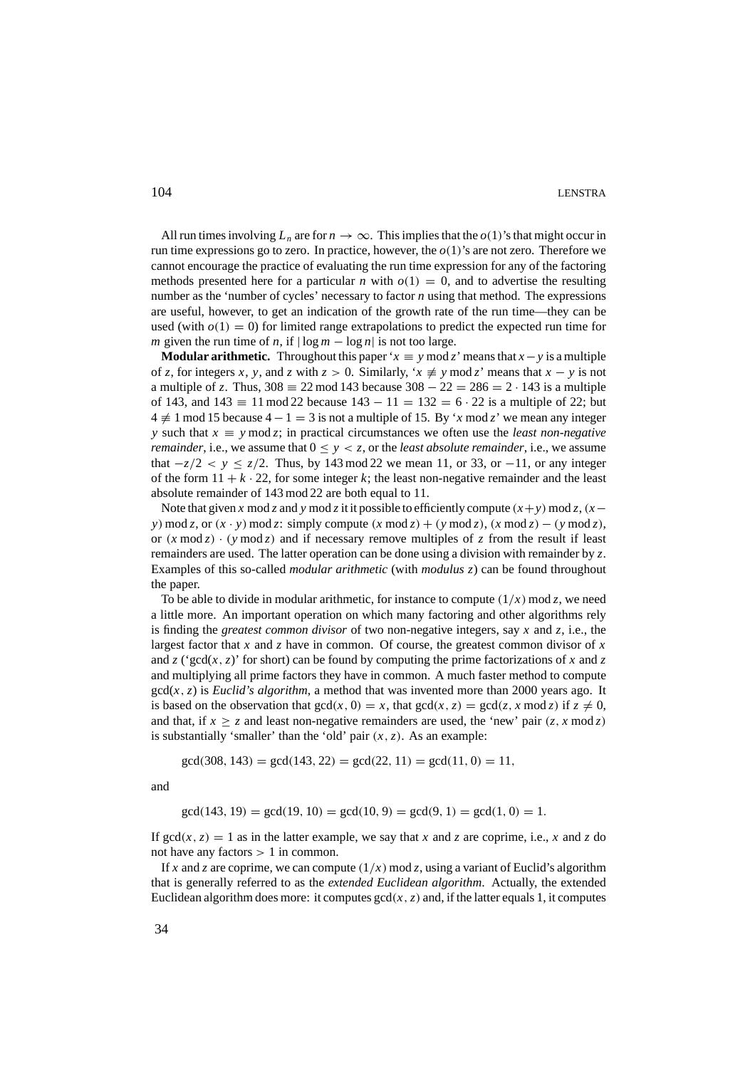All run times involving $L_n$ are for $n \to \infty$. This implies that the $o(1)$'s that might occur in run time expressions go to zero. In practice, however, the $o(1)$'s are not zero. Therefore we cannot encourage the practice of evaluating the run time expression for any of the factoring methods presented here for a particular $n$ with $o(1) = 0$, and to advertise the resulting number as the 'number of cycles' necessary to factor $n$ using that method. The expressions are useful, however, to get an indication of the growth rate of the run time—they can be used (with $o(1) = 0$) for limited range extrapolations to predict the expected run time for $m$ given the run time of $n$, if $|\log m - \log n|$ is not too large.

**Modular arithmetic.** Throughout this paper '$x \equiv y \bmod z$' means that $x - y$ is a multiple of $z$, for integers $x$, $y$, and $z$ with $z > 0$. Similarly, '$x \not\equiv y \bmod z$' means that $x - y$ is not a multiple of $z$. Thus, $308 \equiv 22 \bmod 143$ because $308 - 22 = 286 = 2 \cdot 143$ is a multiple of 143, and $143 \equiv 11 \bmod 22$ because $143 - 11 = 132 = 6 \cdot 22$ is a multiple of 22; but $4 \not\equiv 1 \bmod 15$ because $4 - 1 = 3$ is not a multiple of 15. By '$x \bmod z$' we mean any integer $y$ such that $x \equiv y \bmod z$; in practical circumstances we often use the *least non-negative remainder*, i.e., we assume that $0 \le y < z$, or the *least absolute remainder*, i.e., we assume that $-z/2 < y \le z/2$. Thus, by $143 \bmod 22$ we mean 11, or 33, or $-11$, or any integer of the form $11 + k \cdot 22$, for some integer $k$; the least non-negative remainder and the least absolute remainder of $143 \bmod 22$ are both equal to 11.

Note that given $x \bmod z$ and $y \bmod z$ it it possible to efficiently compute $(x + y) \bmod z$, $(x - y) \bmod z$, or $(x \cdot y) \bmod z$: simply compute $(x \bmod z) + (y \bmod z)$, $(x \bmod z) - (y \bmod z)$, or $(x \bmod z) \cdot (y \bmod z)$ and if necessary remove multiples of $z$ from the result if least remainders are used. The latter operation can be done using a division with remainder by $z$. Examples of this so-called *modular arithmetic* (with *modulus* $z$) can be found throughout the paper.

To be able to divide in modular arithmetic, for instance to compute $(1/x) \bmod z$, we need a little more. An important operation on which many factoring and other algorithms rely is finding the *greatest common divisor* of two non-negative integers, say $x$ and $z$, i.e., the largest factor that $x$ and $z$ have in common. Of course, the greatest common divisor of $x$ and $z$ ('$\gcd(x, z)$' for short) can be found by computing the prime factorizations of $x$ and $z$ and multiplying all prime factors they have in common. A much faster method to compute $\gcd(x, z)$ is *Euclid's algorithm*, a method that was invented more than 2000 years ago. It is based on the observation that $\gcd(x, 0) = x$, that $\gcd(x, z) = \gcd(z, x \bmod z)$ if $z \ne 0$, and that, if $x \ge z$ and least non-negative remainders are used, the 'new' pair $(z, x \bmod z)$ is substantially 'smaller' than the 'old' pair $(x, z)$. As an example:

$$\gcd(308, 143) = \gcd(143, 22) = \gcd(22, 11) = \gcd(11, 0) = 11,$$

and

$$\gcd(143, 19) = \gcd(19, 10) = \gcd(10, 9) = \gcd(9, 1) = \gcd(1, 0) = 1.$$

If $\gcd(x, z) = 1$ as in the latter example, we say that $x$ and $z$ are coprime, i.e., $x$ and $z$ do not have any factors $> 1$ in common.

If $x$ and $z$ are coprime, we can compute $(1/x) \bmod z$, using a variant of Euclid's algorithm that is generally referred to as the *extended Euclidean algorithm*. Actually, the extended Euclidean algorithm does more: it computes $\gcd(x, z)$ and, if the latter equals 1, it computes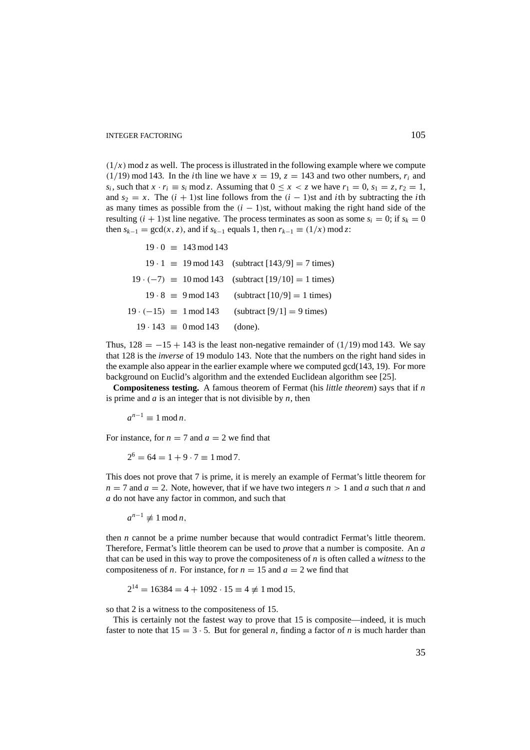$(1/x) \bmod z$ as well. The process is illustrated in the following example where we compute $(1/19) \bmod 143$. In the $i$th line we have $x = 19$, $z = 143$ and two other numbers, $r_i$ and $s_i$, such that $x \cdot r_i \equiv s_i \bmod z$. Assuming that $0 \le x < z$ we have $r_1 = 0$, $s_1 = z$, $r_2 = 1$, and $s_2 = x$. The $(i+1)$st line follows from the $(i-1)$st and $i$th by subtracting the $i$th as many times as possible from the $(i-1)$st, without making the right hand side of the resulting $(i+1)$st line negative. The process terminates as soon as some $s_i = 0$; if $s_k = 0$ then $s_{k-1} = \gcd(x, z)$, and if $s_{k-1}$ equals 1, then $r_{k-1} \equiv (1/x) \bmod z$:

$$
\begin{aligned}
19 \cdot 0 &\equiv 143 \bmod 143 & & \\
19 \cdot 1 &\equiv 19 \bmod 143 & & (\text{subtract } [143/9] = 7 \text{ times}) \\
19 \cdot (-7) &\equiv 10 \bmod 143 & & (\text{subtract } [19/10] = 1 \text{ times}) \\
19 \cdot 8 &\equiv 9 \bmod 143 & & (\text{subtract } [10/9] = 1 \text{ times}) \\
19 \cdot (-15) &\equiv 1 \bmod 143 & & (\text{subtract } [9/1] = 9 \text{ times}) \\
19 \cdot 143 &\equiv 0 \bmod 143 & & (\text{done}).
\end{aligned}
$$

Thus, $128 = -15 + 143$ is the least non-negative remainder of $(1/19) \bmod 143$. We say that 128 is the *inverse* of 19 modulo 143. Note that the numbers on the right hand sides in the example also appear in the earlier example where we computed $\gcd(143, 19)$. For more background on Euclid's algorithm and the extended Euclidean algorithm see [25].

**Compositeness testing.** A famous theorem of Fermat (his *little theorem*) says that if $n$ is prime and $a$ is an integer that is not divisible by $n$, then

$$a^{n-1} \equiv 1 \bmod n.$$

For instance, for $n = 7$ and $a = 2$ we find that

$$2^6 = 64 = 1 + 9 \cdot 7 \equiv 1 \bmod 7.$$

This does not prove that 7 is prime, it is merely an example of Fermat's little theorem for $n = 7$ and $a = 2$. Note, however, that if we have two integers $n > 1$ and $a$ such that $n$ and $a$ do not have any factor in common, and such that

$$a^{n-1} \not\equiv 1 \bmod n,$$

then $n$ cannot be a prime number because that would contradict Fermat's little theorem. Therefore, Fermat's little theorem can be used to *prove* that a number is composite. An $a$ that can be used in this way to prove the compositeness of $n$ is often called a *witness* to the compositeness of $n$. For instance, for $n = 15$ and $a = 2$ we find that

$$2^{14} = 16384 = 4 + 1092 \cdot 15 \equiv 4 \not\equiv 1 \bmod 15,$$

so that 2 is a witness to the compositeness of 15.

This is certainly not the fastest way to prove that 15 is composite—indeed, it is much faster to note that $15 = 3 \cdot 5$. But for general $n$, finding a factor of $n$ is much harder than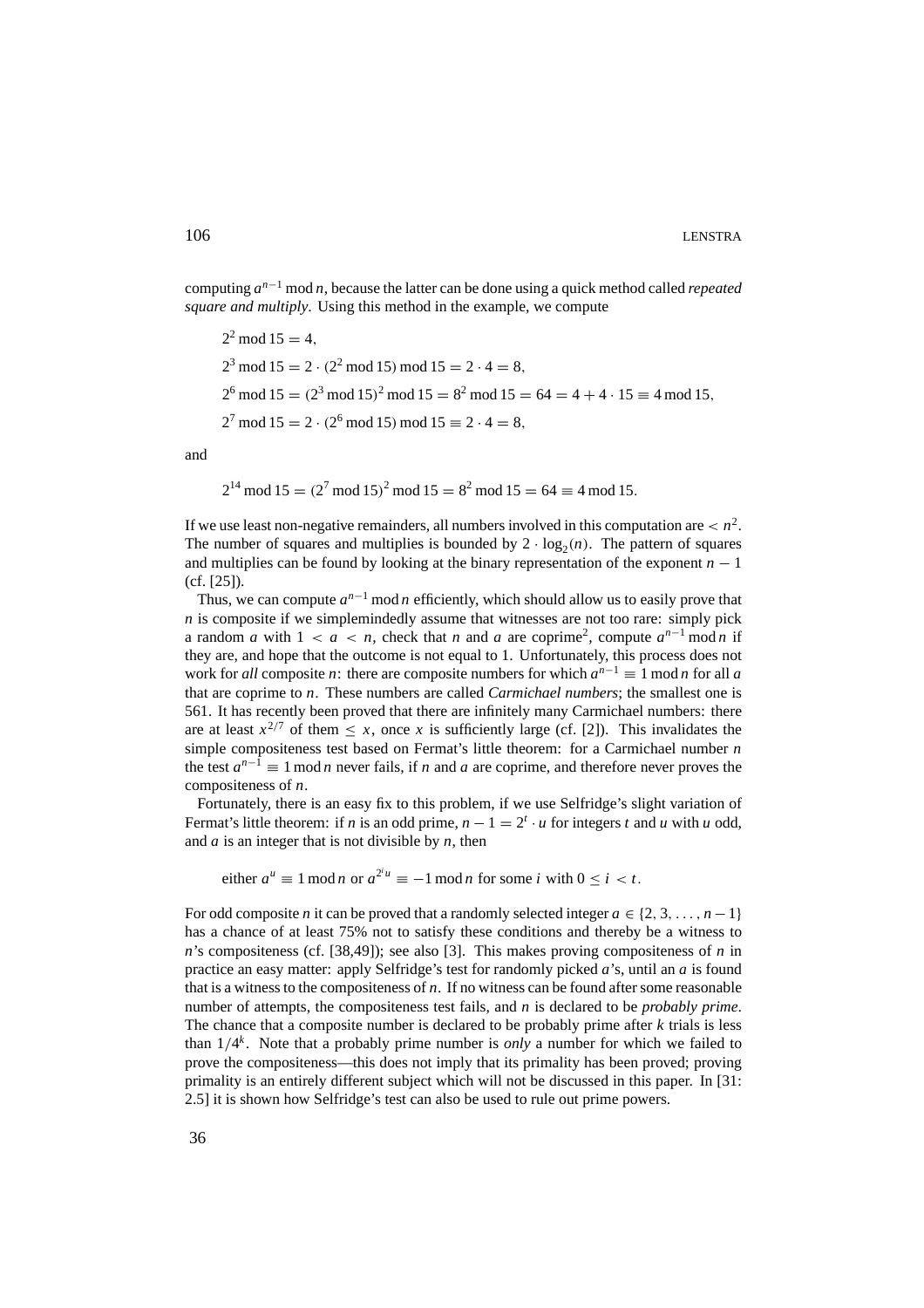computing $a^{n-1} \bmod n$, because the latter can be done using a quick method called *repeated square and multiply*. Using this method in the example, we compute

$$2^2 \bmod 15 = 4,$$

$$2^3 \bmod 15 = 2 \cdot (2^2 \bmod 15) \bmod 15 = 2 \cdot 4 = 8,$$

$$2^6 \bmod 15 = (2^3 \bmod 15)^2 \bmod 15 = 8^2 \bmod 15 = 64 = 4 + 4 \cdot 15 \equiv 4 \bmod 15,$$

$$2^7 \bmod 15 = 2 \cdot (2^6 \bmod 15) \bmod 15 \equiv 2 \cdot 4 = 8,$$

and

$$2^{14} \bmod 15 = (2^7 \bmod 15)^2 \bmod 15 = 8^2 \bmod 15 = 64 \equiv 4 \bmod 15.$$

If we use least non-negative remainders, all numbers involved in this computation are $< n^2$. The number of squares and multiplies is bounded by $2 \cdot \log_2(n)$. The pattern of squares and multiplies can be found by looking at the binary representation of the exponent $n - 1$ (cf. [25]).

Thus, we can compute $a^{n-1} \bmod n$ efficiently, which should allow us to easily prove that $n$ is composite if we simplemindedly assume that witnesses are not too rare: simply pick a random $a$ with $1 < a < n$, check that $n$ and $a$ are coprime[2], compute $a^{n-1} \bmod n$ if they are, and hope that the outcome is not equal to 1. Unfortunately, this process does not work for *all* composite $n$: there are composite numbers for which $a^{n-1} \equiv 1 \bmod n$ for all $a$ that are coprime to $n$. These numbers are called *Carmichael numbers*; the smallest one is 561. It has recently been proved that there are infinitely many Carmichael numbers: there are at least $x^{2/7}$ of them $\leq x$, once $x$ is sufficiently large (cf. [2]). This invalidates the simple compositeness test based on Fermat's little theorem: for a Carmichael number $n$ the test $a^{n-1} \equiv 1 \bmod n$ never fails, if $n$ and $a$ are coprime, and therefore never proves the compositeness of $n$.

Fortunately, there is an easy fix to this problem, if we use Selfridge's slight variation of Fermat's little theorem: if $n$ is an odd prime, $n - 1 = 2^t \cdot u$ for integers $t$ and $u$ with $u$ odd, and $a$ is an integer that is not divisible by $n$, then

$$\text{either } a^u \equiv 1 \bmod n \text{ or } a^{2^i u} \equiv -1 \bmod n \text{ for some } i \text{ with } 0 \leq i < t.$$

For odd composite $n$ it can be proved that a randomly selected integer $a \in \{2, 3, \ldots, n-1\}$ has a chance of at least 75% not to satisfy these conditions and thereby be a witness to $n$'s compositeness (cf. [38,49]); see also [3]. This makes proving compositeness of $n$ in practice an easy matter: apply Selfridge's test for randomly picked $a$'s, until an $a$ is found that is a witness to the compositeness of $n$. If no witness can be found after some reasonable number of attempts, the compositeness test fails, and $n$ is declared to be *probably prime*. The chance that a composite number is declared to be probably prime after $k$ trials is less than $1/4^k$. Note that a probably prime number is *only* a number for which we failed to prove the compositeness—this does not imply that its primality has been proved; proving primality is an entirely different subject which will not be discussed in this paper. In [31: 2.5] it is shown how Selfridge's test can also be used to rule out prime powers.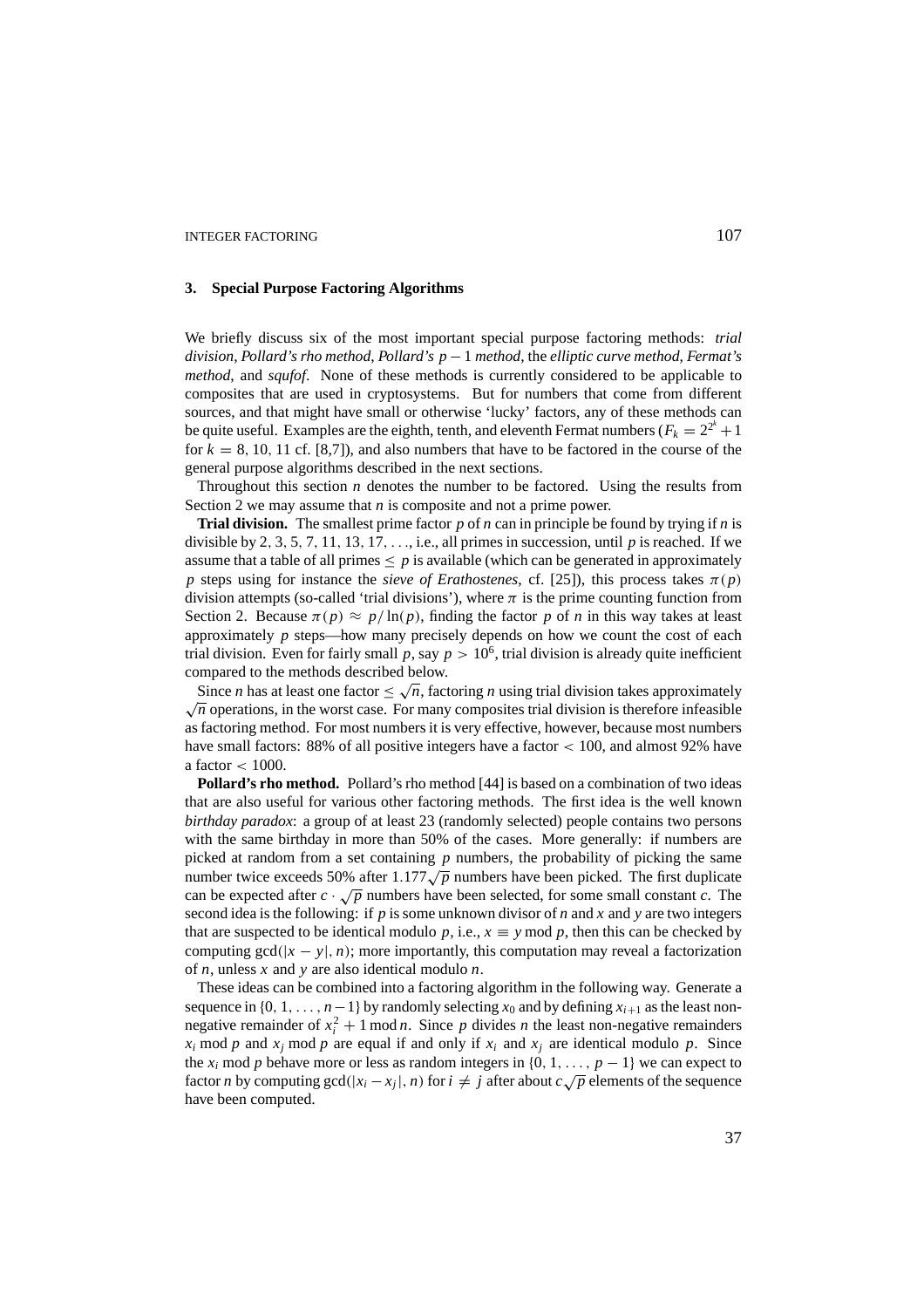## 3. Special Purpose Factoring Algorithms

We briefly discuss six of the most important special purpose factoring methods: *trial division*, *Pollard's rho method*, *Pollard's $p-1$ method*, the *elliptic curve method*, *Fermat's method*, and *squfof*. None of these methods is currently considered to be applicable to composites that are used in cryptosystems. But for numbers that come from different sources, and that might have small or otherwise 'lucky' factors, any of these methods can be quite useful. Examples are the eighth, tenth, and eleventh Fermat numbers ($F_k = 2^{2^k} + 1$ for $k = 8, 10, 11$ cf. [8,7]), and also numbers that have to be factored in the course of the general purpose algorithms described in the next sections.

Throughout this section $n$ denotes the number to be factored. Using the results from Section 2 we may assume that $n$ is composite and not a prime power.

**Trial division.** The smallest prime factor $p$ of $n$ can in principle be found by trying if $n$ is divisible by $2, 3, 5, 7, 11, 13, 17, \ldots$, i.e., all primes in succession, until $p$ is reached. If we assume that a table of all primes $\leq p$ is available (which can be generated in approximately $p$ steps using for instance the *sieve of Erathostenes*, cf. [25]), this process takes $\pi(p)$ division attempts (so-called 'trial divisions'), where $\pi$ is the prime counting function from Section 2. Because $\pi(p) \approx p/\ln(p)$, finding the factor $p$ of $n$ in this way takes at least approximately $p$ steps—how many precisely depends on how we count the cost of each trial division. Even for fairly small $p$, say $p > 10^6$, trial division is already quite inefficient compared to the methods described below.

Since $n$ has at least one factor $\leq \sqrt{n}$, factoring $n$ using trial division takes approximately $\sqrt{n}$ operations, in the worst case. For many composites trial division is therefore infeasible as factoring method. For most numbers it is very effective, however, because most numbers have small factors: 88% of all positive integers have a factor $< 100$, and almost 92% have a factor $< 1000$.

**Pollard's rho method.** Pollard's rho method [44] is based on a combination of two ideas that are also useful for various other factoring methods. The first idea is the well known *birthday paradox*: a group of at least 23 (randomly selected) people contains two persons with the same birthday in more than 50% of the cases. More generally: if numbers are picked at random from a set containing $p$ numbers, the probability of picking the same number twice exceeds 50% after $1.177\sqrt{p}$ numbers have been picked. The first duplicate can be expected after $c \cdot \sqrt{p}$ numbers have been selected, for some small constant $c$. The second idea is the following: if $p$ is some unknown divisor of $n$ and $x$ and $y$ are two integers that are suspected to be identical modulo $p$, i.e., $x \equiv y \bmod p$, then this can be checked by computing $\gcd(|x - y|, n)$; more importantly, this computation may reveal a factorization of $n$, unless $x$ and $y$ are also identical modulo $n$.

These ideas can be combined into a factoring algorithm in the following way. Generate a sequence in $\{0, 1, \ldots, n-1\}$ by randomly selecting $x_0$ and by defining $x_{i+1}$ as the least non-negative remainder of $x_i^2 + 1 \bmod n$. Since $p$ divides $n$ the least non-negative remainders $x_i \bmod p$ and $x_j \bmod p$ are equal if and only if $x_i$ and $x_j$ are identical modulo $p$. Since the $x_i \bmod p$ behave more or less as random integers in $\{0, 1, \ldots, p-1\}$ we can expect to factor $n$ by computing $\gcd(|x_i - x_j|, n)$ for $i \neq j$ after about $c\sqrt{p}$ elements of the sequence have been computed.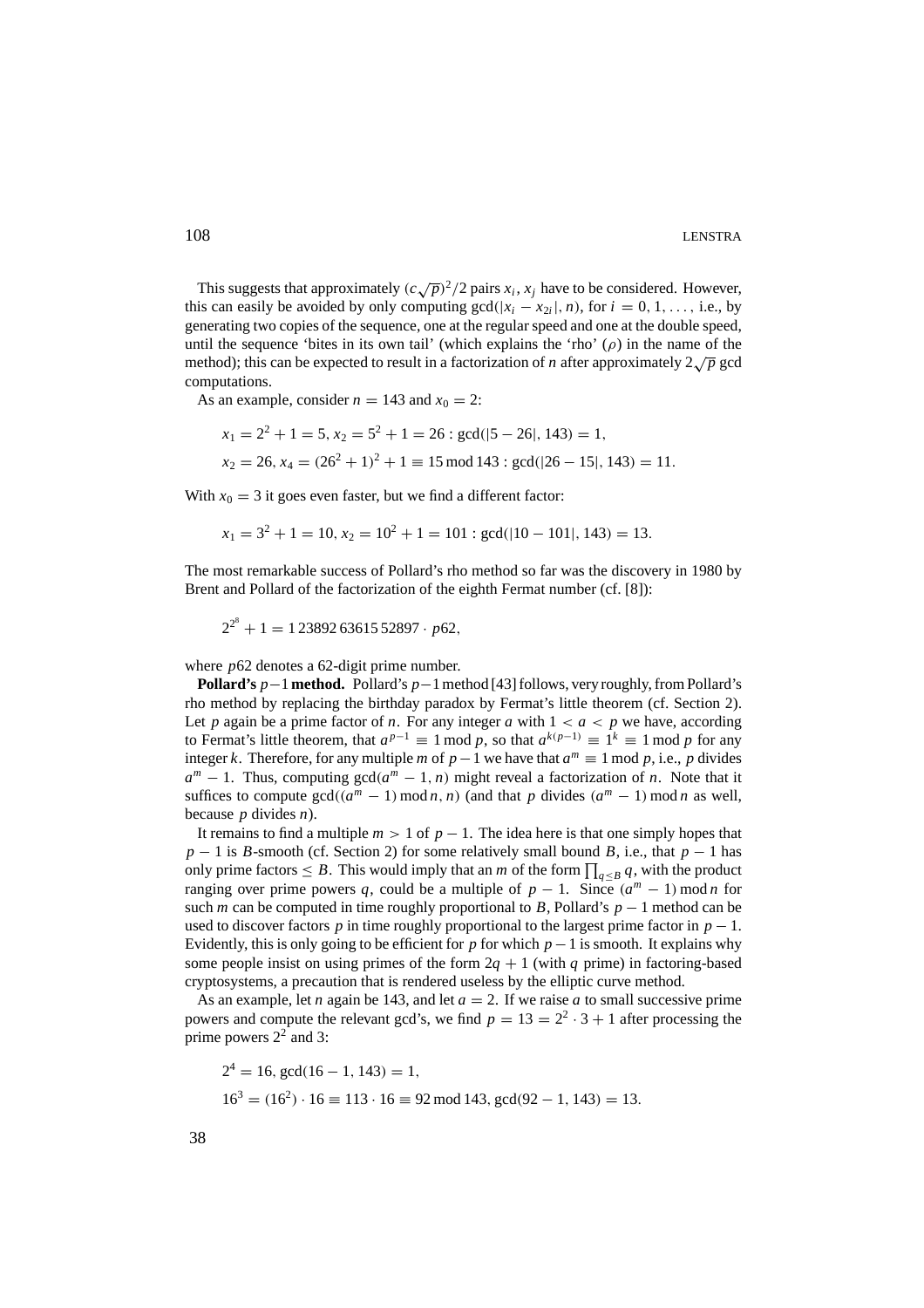This suggests that approximately $(c\sqrt{p})^2/2$ pairs $x_i, x_j$ have to be considered. However, this can easily be avoided by only computing $\gcd(|x_i - x_{2i}|, n)$, for $i = 0, 1, \ldots$, i.e., by generating two copies of the sequence, one at the regular speed and one at the double speed, until the sequence 'bites in its own tail' (which explains the 'rho' ($\rho$) in the name of the method); this can be expected to result in a factorization of $n$ after approximately $2\sqrt{p}$ gcd computations.

As an example, consider $n = 143$ and $x_0 = 2$:

$$x_1 = 2^2 + 1 = 5,\ x_2 = 5^2 + 1 = 26 : \gcd(|5 - 26|, 143) = 1,$$

$$x_2 = 26,\ x_4 = (26^2 + 1)^2 + 1 \equiv 15 \bmod 143 : \gcd(|26 - 15|, 143) = 11.$$

With $x_0 = 3$ it goes even faster, but we find a different factor:

$$x_1 = 3^2 + 1 = 10,\ x_2 = 10^2 + 1 = 101 : \gcd(|10 - 101|, 143) = 13.$$

The most remarkable success of Pollard's rho method so far was the discovery in 1980 by Brent and Pollard of the factorization of the eighth Fermat number (cf. [8]):

$$2^{2^8} + 1 = 1\,23892\,63615\,52897 \cdot p62,$$

where $p62$ denotes a 62-digit prime number.

**Pollard's $p-1$ method.** Pollard's $p-1$ method [43] follows, very roughly, from Pollard's rho method by replacing the birthday paradox by Fermat's little theorem (cf. Section 2). Let $p$ again be a prime factor of $n$. For any integer $a$ with $1 < a < p$ we have, according to Fermat's little theorem, that $a^{p-1} \equiv 1 \bmod p$, so that $a^{k(p-1)} \equiv 1^k \equiv 1 \bmod p$ for any integer $k$. Therefore, for any multiple $m$ of $p-1$ we have that $a^m \equiv 1 \bmod p$, i.e., $p$ divides $a^m - 1$. Thus, computing $\gcd(a^m - 1, n)$ might reveal a factorization of $n$. Note that it suffices to compute $\gcd((a^m - 1) \bmod n, n)$ (and that $p$ divides $(a^m - 1) \bmod n$ as well, because $p$ divides $n$).

It remains to find a multiple $m > 1$ of $p - 1$. The idea here is that one simply hopes that $p - 1$ is $B$-smooth (cf. Section 2) for some relatively small bound $B$, i.e., that $p - 1$ has only prime factors $\leq B$. This would imply that an $m$ of the form $\prod_{q \leq B} q$, with the product ranging over prime powers $q$, could be a multiple of $p - 1$. Since $(a^m - 1) \bmod n$ for such $m$ can be computed in time roughly proportional to $B$, Pollard's $p - 1$ method can be used to discover factors $p$ in time roughly proportional to the largest prime factor in $p - 1$. Evidently, this is only going to be efficient for $p$ for which $p-1$ is smooth. It explains why some people insist on using primes of the form $2q + 1$ (with $q$ prime) in factoring-based cryptosystems, a precaution that is rendered useless by the elliptic curve method.

As an example, let $n$ again be 143, and let $a = 2$. If we raise $a$ to small successive prime powers and compute the relevant gcd's, we find $p = 13 = 2^2 \cdot 3 + 1$ after processing the prime powers $2^2$ and 3:

$$2^4 = 16,\ \gcd(16 - 1, 143) = 1,$$

$$16^3 = (16^2) \cdot 16 \equiv 113 \cdot 16 \equiv 92 \bmod 143,\ \gcd(92 - 1, 143) = 13.$$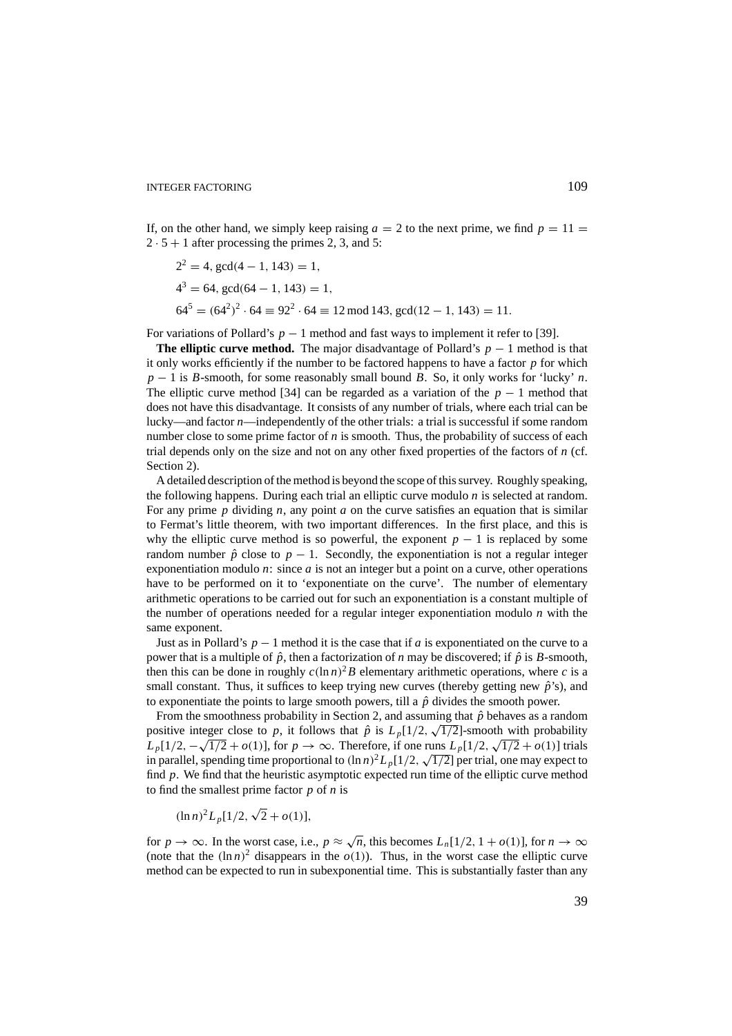If, on the other hand, we simply keep raising $a = 2$ to the next prime, we find $p = 11 = 2 \cdot 5 + 1$ after processing the primes 2, 3, and 5:

$$2^2 = 4, \gcd(4-1, 143) = 1,$$

$$4^3 = 64, \gcd(64-1, 143) = 1,$$

$$64^5 = (64^2)^2 \cdot 64 \equiv 92^2 \cdot 64 \equiv 12 \bmod 143, \gcd(12-1, 143) = 11.$$

For variations of Pollard's $p-1$ method and fast ways to implement it refer to [39].

**The elliptic curve method.** The major disadvantage of Pollard's $p-1$ method is that it only works efficiently if the number to be factored happens to have a factor $p$ for which $p-1$ is $B$-smooth, for some reasonably small bound $B$. So, it only works for 'lucky' $n$. The elliptic curve method [34] can be regarded as a variation of the $p-1$ method that does not have this disadvantage. It consists of any number of trials, where each trial can be lucky—and factor $n$—independently of the other trials: a trial is successful if some random number close to some prime factor of $n$ is smooth. Thus, the probability of success of each trial depends only on the size and not on any other fixed properties of the factors of $n$ (cf. Section 2).

A detailed description of the method is beyond the scope of this survey. Roughly speaking, the following happens. During each trial an elliptic curve modulo $n$ is selected at random. For any prime $p$ dividing $n$, any point $a$ on the curve satisfies an equation that is similar to Fermat's little theorem, with two important differences. In the first place, and this is why the elliptic curve method is so powerful, the exponent $p-1$ is replaced by some random number $\hat{p}$ close to $p-1$. Secondly, the exponentiation is not a regular integer exponentiation modulo $n$: since $a$ is not an integer but a point on a curve, other operations have to be performed on it to 'exponentiate on the curve'. The number of elementary arithmetic operations to be carried out for such an exponentiation is a constant multiple of the number of operations needed for a regular integer exponentiation modulo $n$ with the same exponent.

Just as in Pollard's $p-1$ method it is the case that if $a$ is exponentiated on the curve to a power that is a multiple of $\hat{p}$, then a factorization of $n$ may be discovered; if $\hat{p}$ is $B$-smooth, then this can be done in roughly $c(\ln n)^2 B$ elementary arithmetic operations, where $c$ is a small constant. Thus, it suffices to keep trying new curves (thereby getting new $\hat{p}$'s), and to exponentiate the points to large smooth powers, till a $\hat{p}$ divides the smooth power.

From the smoothness probability in Section 2, and assuming that $\hat{p}$ behaves as a random positive integer close to $p$, it follows that $\hat{p}$ is $L_p[1/2, \sqrt{1/2}]$-smooth with probability $L_p[1/2, -\sqrt{1/2} + o(1)]$, for $p \to \infty$. Therefore, if one runs $L_p[1/2, \sqrt{1/2} + o(1)]$ trials in parallel, spending time proportional to $(\ln n)^2 L_p[1/2, \sqrt{1/2}]$ per trial, one may expect to find $p$. We find that the heuristic asymptotic expected run time of the elliptic curve method to find the smallest prime factor $p$ of $n$ is

$$(\ln n)^2 L_p[1/2, \sqrt{2} + o(1)],$$

for $p \to \infty$. In the worst case, i.e., $p \approx \sqrt{n}$, this becomes $L_n[1/2, 1 + o(1)]$, for $n \to \infty$ (note that the $(\ln n)^2$ disappears in the $o(1)$). Thus, in the worst case the elliptic curve method can be expected to run in subexponential time. This is substantially faster than any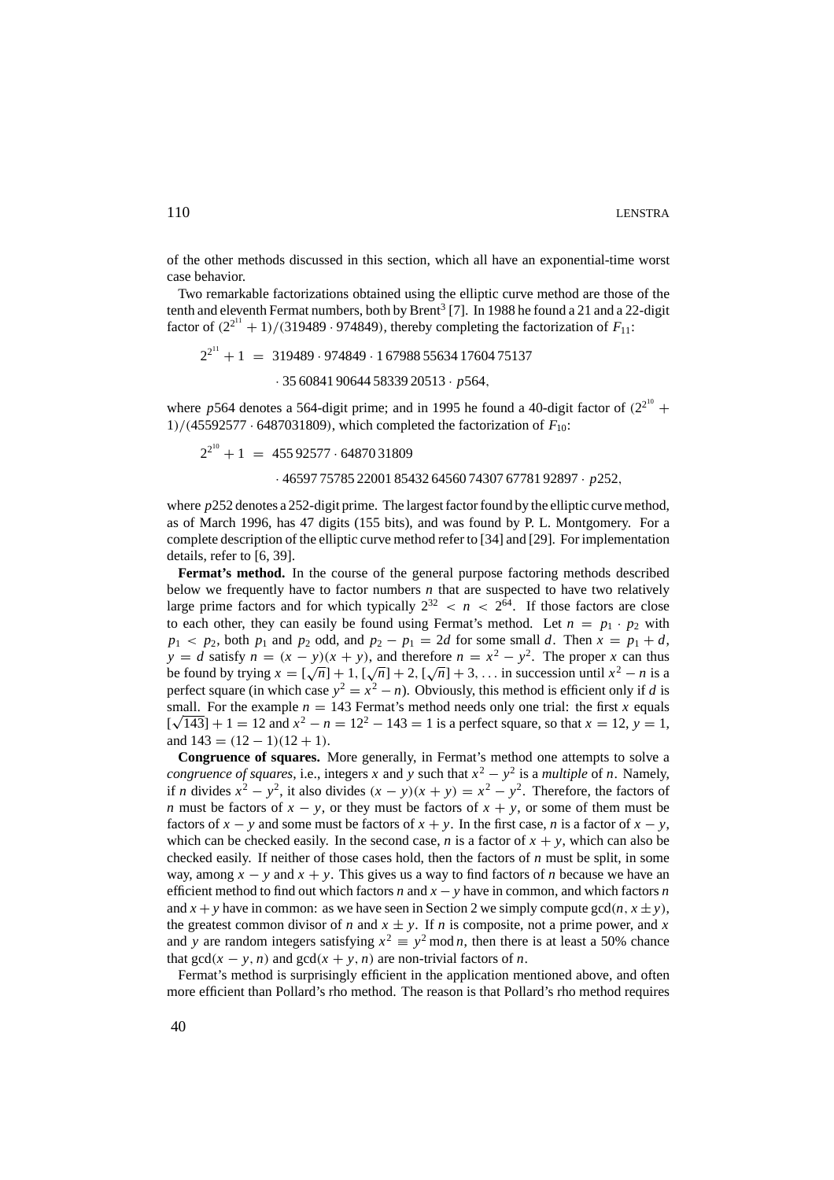of the other methods discussed in this section, which all have an exponential-time worst case behavior.

Two remarkable factorizations obtained using the elliptic curve method are those of the tenth and eleventh Fermat numbers, both by Brent[3] [7]. In 1988 he found a 21 and a 22-digit factor of $(2^{2^{11}} + 1)/(319489 \cdot 974849)$, thereby completing the factorization of $F_{11}$:

$$2^{2^{11}} + 1 = 319489 \cdot 974849 \cdot 1\,67988\,55634\,17604\,75137$$
$$\cdot\, 35\,60841\,90644\,58339\,20513 \cdot p564,$$

where $p564$ denotes a 564-digit prime; and in 1995 he found a 40-digit factor of $(2^{2^{10}} + 1)/(45592577 \cdot 6487031809)$, which completed the factorization of $F_{10}$:

$$2^{2^{10}} + 1 = 455\,92577 \cdot 64870\,31809$$
$$\cdot\, 46597\,75785\,22001\,85432\,64560\,74307\,67781\,92897 \cdot p252,$$

where $p252$ denotes a 252-digit prime. The largest factor found by the elliptic curve method, as of March 1996, has 47 digits (155 bits), and was found by P. L. Montgomery. For a complete description of the elliptic curve method refer to [34] and [29]. For implementation details, refer to [6, 39].

**Fermat's method.** In the course of the general purpose factoring methods described below we frequently have to factor numbers $n$ that are suspected to have two relatively large prime factors and for which typically $2^{32} < n < 2^{64}$. If those factors are close to each other, they can easily be found using Fermat's method. Let $n = p_1 \cdot p_2$ with $p_1 < p_2$, both $p_1$ and $p_2$ odd, and $p_2 - p_1 = 2d$ for some small $d$. Then $x = p_1 + d$, $y = d$ satisfy $n = (x - y)(x + y)$, and therefore $n = x^2 - y^2$. The proper $x$ can thus be found by trying $x = [\sqrt{n}] + 1, [\sqrt{n}] + 2, [\sqrt{n}] + 3, \ldots$ in succession until $x^2 - n$ is a perfect square (in which case $y^2 = x^2 - n$). Obviously, this method is efficient only if $d$ is small. For the example $n = 143$ Fermat's method needs only one trial: the first $x$ equals $[\sqrt{143}] + 1 = 12$ and $x^2 - n = 12^2 - 143 = 1$ is a perfect square, so that $x = 12$, $y = 1$, and $143 = (12 - 1)(12 + 1)$.

**Congruence of squares.** More generally, in Fermat's method one attempts to solve a *congruence of squares*, i.e., integers $x$ and $y$ such that $x^2 - y^2$ is a *multiple* of $n$. Namely, if $n$ divides $x^2 - y^2$, it also divides $(x - y)(x + y) = x^2 - y^2$. Therefore, the factors of $n$ must be factors of $x - y$, or they must be factors of $x + y$, or some of them must be factors of $x - y$ and some must be factors of $x + y$. In the first case, $n$ is a factor of $x - y$, which can be checked easily. In the second case, $n$ is a factor of $x + y$, which can also be checked easily. If neither of those cases hold, then the factors of $n$ must be split, in some way, among $x - y$ and $x + y$. This gives us a way to find factors of $n$ because we have an efficient method to find out which factors $n$ and $x - y$ have in common, and which factors $n$ and $x + y$ have in common: as we have seen in Section 2 we simply compute $\gcd(n, x \pm y)$, the greatest common divisor of $n$ and $x \pm y$. If $n$ is composite, not a prime power, and $x$ and $y$ are random integers satisfying $x^2 \equiv y^2 \bmod n$, then there is at least a 50% chance that $\gcd(x - y, n)$ and $\gcd(x + y, n)$ are non-trivial factors of $n$.

Fermat's method is surprisingly efficient in the application mentioned above, and often more efficient than Pollard's rho method. The reason is that Pollard's rho method requires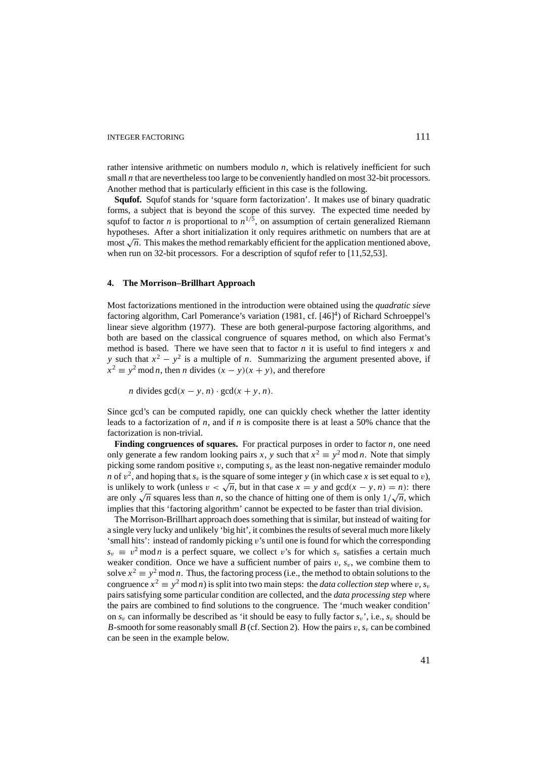rather intensive arithmetic on numbers modulo $n$, which is relatively inefficient for such small $n$ that are nevertheless too large to be conveniently handled on most 32-bit processors. Another method that is particularly efficient in this case is the following.

**Squfof.** Squfof stands for 'square form factorization'. It makes use of binary quadratic forms, a subject that is beyond the scope of this survey. The expected time needed by squfof to factor $n$ is proportional to $n^{1/5}$, on assumption of certain generalized Riemann hypotheses. After a short initialization it only requires arithmetic on numbers that are at most $\sqrt{n}$. This makes the method remarkably efficient for the application mentioned above, when run on 32-bit processors. For a description of squfof refer to [11,52,53].

## 4. The Morrison–Brillhart Approach

Most factorizations mentioned in the introduction were obtained using the *quadratic sieve* factoring algorithm, Carl Pomerance's variation (1981, cf. [46][4]) of Richard Schroeppel's linear sieve algorithm (1977). These are both general-purpose factoring algorithms, and both are based on the classical congruence of squares method, on which also Fermat's method is based. There we have seen that to factor $n$ it is useful to find integers $x$ and $y$ such that $x^2 - y^2$ is a multiple of $n$. Summarizing the argument presented above, if $x^2 \equiv y^2 \bmod n$, then $n$ divides $(x - y)(x + y)$, and therefore

$$n \text{ divides } \gcd(x - y, n) \cdot \gcd(x + y, n).$$

Since gcd's can be computed rapidly, one can quickly check whether the latter identity leads to a factorization of $n$, and if $n$ is composite there is at least a 50% chance that the factorization is non-trivial.

**Finding congruences of squares.** For practical purposes in order to factor $n$, one need only generate a few random looking pairs $x$, $y$ such that $x^2 \equiv y^2 \bmod n$. Note that simply picking some random positive $v$, computing $s_v$ as the least non-negative remainder modulo $n$ of $v^2$, and hoping that $s_v$ is the square of some integer $y$ (in which case $x$ is set equal to $v$), is unlikely to work (unless $v < \sqrt{n}$, but in that case $x = y$ and $\gcd(x - y, n) = n$): there are only $\sqrt{n}$ squares less than $n$, so the chance of hitting one of them is only $1/\sqrt{n}$, which implies that this 'factoring algorithm' cannot be expected to be faster than trial division.

The Morrison-Brillhart approach does something that is similar, but instead of waiting for a single very lucky and unlikely 'big hit', it combines the results of several much more likely 'small hits': instead of randomly picking $v$'s until one is found for which the corresponding $s_v \equiv v^2 \bmod n$ is a perfect square, we collect $v$'s for which $s_v$ satisfies a certain much weaker condition. Once we have a sufficient number of pairs $v$, $s_v$, we combine them to solve $x^2 \equiv y^2 \bmod n$. Thus, the factoring process (i.e., the method to obtain solutions to the congruence $x^2 \equiv y^2 \bmod n$) is split into two main steps: the *data collection step* where $v$, $s_v$ pairs satisfying some particular condition are collected, and the *data processing step* where the pairs are combined to find solutions to the congruence. The 'much weaker condition' on $s_v$ can informally be described as 'it should be easy to fully factor $s_v$', i.e., $s_v$ should be $B$-smooth for some reasonably small $B$ (cf. Section 2). How the pairs $v$, $s_v$ can be combined can be seen in the example below.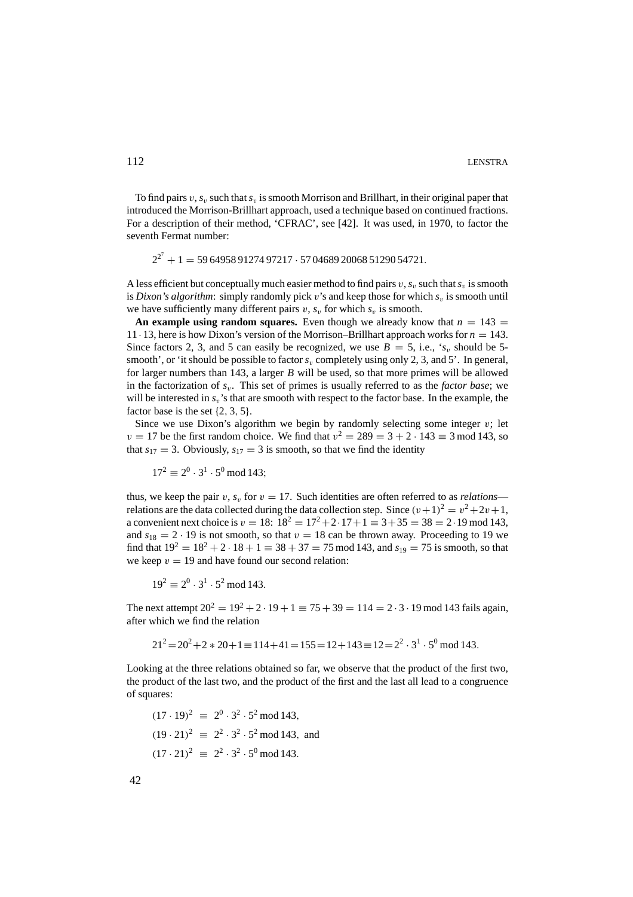To find pairs $v$, $s_v$ such that $s_v$ is smooth Morrison and Brillhart, in their original paper that introduced the Morrison-Brillhart approach, used a technique based on continued fractions. For a description of their method, 'CFRAC', see [42]. It was used, in 1970, to factor the seventh Fermat number:

$$2^{2^7} + 1 = 59\,64958\,91274\,97217 \cdot 57\,04689\,20068\,51290\,54721.$$

A less efficient but conceptually much easier method to find pairs $v$, $s_v$ such that $s_v$ is smooth is *Dixon's algorithm*: simply randomly pick $v$'s and keep those for which $s_v$ is smooth until we have sufficiently many different pairs $v$, $s_v$ for which $s_v$ is smooth.

**An example using random squares.** Even though we already know that $n = 143 = 11 \cdot 13$, here is how Dixon's version of the Morrison–Brillhart approach works for $n = 143$. Since factors 2, 3, and 5 can easily be recognized, we use $B = 5$, i.e., '$s_v$ should be 5-smooth', or 'it should be possible to factor $s_v$ completely using only 2, 3, and 5'. In general, for larger numbers than 143, a larger $B$ will be used, so that more primes will be allowed in the factorization of $s_v$. This set of primes is usually referred to as the *factor base*; we will be interested in $s_v$'s that are smooth with respect to the factor base. In the example, the factor base is the set $\{2, 3, 5\}$.

Since we use Dixon's algorithm we begin by randomly selecting some integer $v$; let $v = 17$ be the first random choice. We find that $v^2 = 289 = 3 + 2 \cdot 143 \equiv 3 \bmod 143$, so that $s_{17} = 3$. Obviously, $s_{17} = 3$ is smooth, so that we find the identity

$$17^2 \equiv 2^0 \cdot 3^1 \cdot 5^0 \bmod 143;$$

thus, we keep the pair $v$, $s_v$ for $v = 17$. Such identities are often referred to as *relations*—relations are the data collected during the data collection step. Since $(v+1)^2 = v^2+2v+1$, a convenient next choice is $v = 18$: $18^2 = 17^2+2\cdot 17+1 \equiv 3+35 = 38 = 2\cdot 19 \bmod 143$, and $s_{18} = 2 \cdot 19$ is not smooth, so that $v = 18$ can be thrown away. Proceeding to 19 we find that $19^2 = 18^2 + 2 \cdot 18 + 1 \equiv 38 + 37 = 75 \bmod 143$, and $s_{19} = 75$ is smooth, so that we keep $v = 19$ and have found our second relation:

$$19^2 \equiv 2^0 \cdot 3^1 \cdot 5^2 \bmod 143.$$

The next attempt $20^2 = 19^2 + 2 \cdot 19 + 1 \equiv 75 + 39 = 114 = 2 \cdot 3 \cdot 19 \bmod 143$ fails again, after which we find the relation

$$21^2 = 20^2 + 2 * 20 + 1 \equiv 114 + 41 = 155 = 12 + 143 \equiv 12 = 2^2 \cdot 3^1 \cdot 5^0 \bmod 143.$$

Looking at the three relations obtained so far, we observe that the product of the first two, the product of the last two, and the product of the first and the last all lead to a congruence of squares:

$$\begin{aligned}
(17 \cdot 19)^2 &\equiv 2^0 \cdot 3^2 \cdot 5^2 \bmod 143, \\
(19 \cdot 21)^2 &\equiv 2^2 \cdot 3^2 \cdot 5^2 \bmod 143, \text{ and} \\
(17 \cdot 21)^2 &\equiv 2^2 \cdot 3^2 \cdot 5^0 \bmod 143.
\end{aligned}$$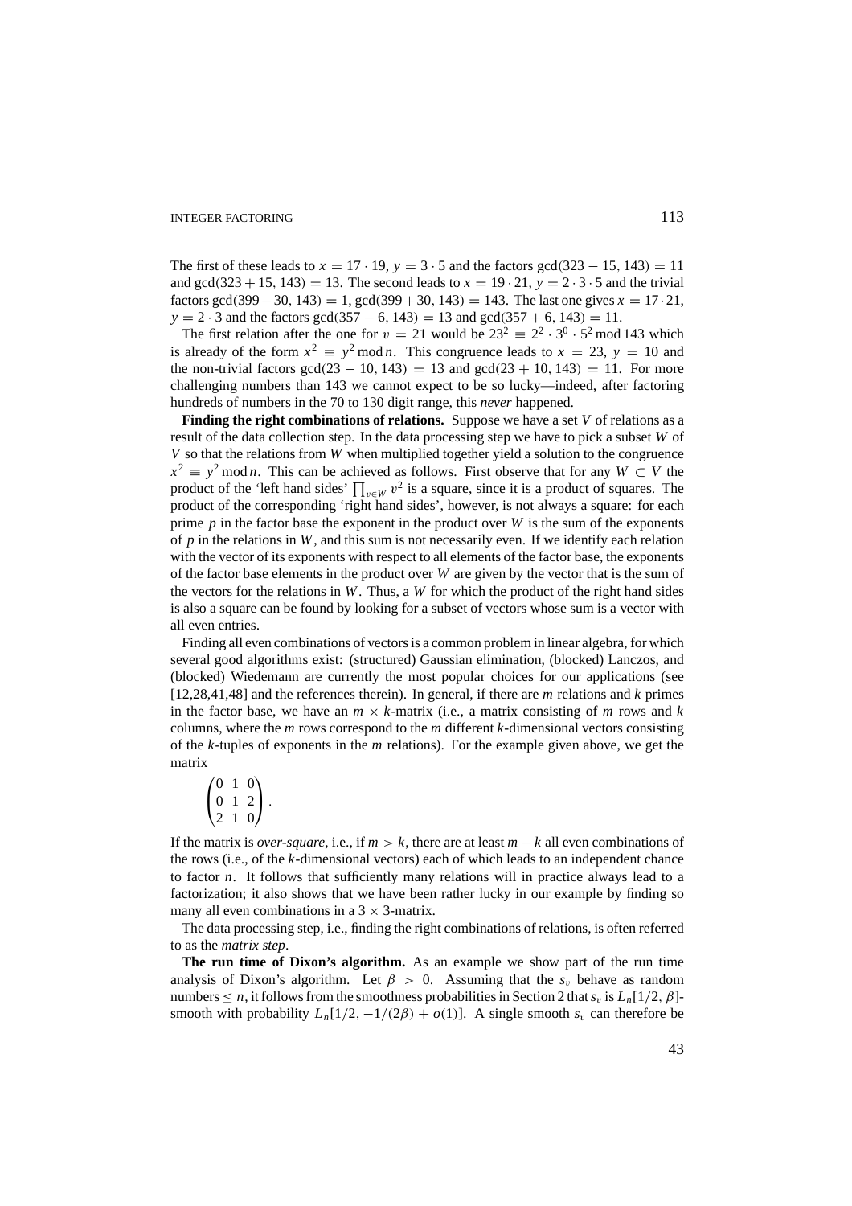The first of these leads to $x = 17 \cdot 19$, $y = 3 \cdot 5$ and the factors $\gcd(323 - 15, 143) = 11$ and $\gcd(323 + 15, 143) = 13$. The second leads to $x = 19 \cdot 21$, $y = 2 \cdot 3 \cdot 5$ and the trivial factors $\gcd(399 - 30, 143) = 1$, $\gcd(399 + 30, 143) = 143$. The last one gives $x = 17 \cdot 21$, $y = 2 \cdot 3$ and the factors $\gcd(357 - 6, 143) = 13$ and $\gcd(357 + 6, 143) = 11$.

The first relation after the one for $v = 21$ would be $23^2 \equiv 2^2 \cdot 3^0 \cdot 5^2 \bmod 143$ which is already of the form $x^2 \equiv y^2 \bmod n$. This congruence leads to $x = 23$, $y = 10$ and the non-trivial factors $\gcd(23 - 10, 143) = 13$ and $\gcd(23 + 10, 143) = 11$. For more challenging numbers than 143 we cannot expect to be so lucky—indeed, after factoring hundreds of numbers in the 70 to 130 digit range, this *never* happened.

**Finding the right combinations of relations.** Suppose we have a set $V$ of relations as a result of the data collection step. In the data processing step we have to pick a subset $W$ of $V$ so that the relations from $W$ when multiplied together yield a solution to the congruence $x^2 \equiv y^2 \bmod n$. This can be achieved as follows. First observe that for any $W \subset V$ the product of the 'left hand sides' $\prod_{v \in W} v^2$ is a square, since it is a product of squares. The product of the corresponding 'right hand sides', however, is not always a square: for each prime $p$ in the factor base the exponent in the product over $W$ is the sum of the exponents of $p$ in the relations in $W$, and this sum is not necessarily even. If we identify each relation with the vector of its exponents with respect to all elements of the factor base, the exponents of the factor base elements in the product over $W$ are given by the vector that is the sum of the vectors for the relations in $W$. Thus, a $W$ for which the product of the right hand sides is also a square can be found by looking for a subset of vectors whose sum is a vector with all even entries.

Finding all even combinations of vectors is a common problem in linear algebra, for which several good algorithms exist: (structured) Gaussian elimination, (blocked) Lanczos, and (blocked) Wiedemann are currently the most popular choices for our applications (see [12,28,41,48] and the references therein). In general, if there are $m$ relations and $k$ primes in the factor base, we have an $m \times k$-matrix (i.e., a matrix consisting of $m$ rows and $k$ columns, where the $m$ rows correspond to the $m$ different $k$-dimensional vectors consisting of the $k$-tuples of exponents in the $m$ relations). For the example given above, we get the matrix

$$\begin{pmatrix} 0 & 1 & 0 \\ 0 & 1 & 2 \\ 2 & 1 & 0 \end{pmatrix}.$$

If the matrix is *over-square*, i.e., if $m > k$, there are at least $m - k$ all even combinations of the rows (i.e., of the $k$-dimensional vectors) each of which leads to an independent chance to factor $n$. It follows that sufficiently many relations will in practice always lead to a factorization; it also shows that we have been rather lucky in our example by finding so many all even combinations in a $3 \times 3$-matrix.

The data processing step, i.e., finding the right combinations of relations, is often referred to as the *matrix step*.

**The run time of Dixon's algorithm.** As an example we show part of the run time analysis of Dixon's algorithm. Let $\beta > 0$. Assuming that the $s_v$ behave as random numbers $\leq n$, it follows from the smoothness probabilities in Section 2 that $s_v$ is $L_n[1/2, \beta]$-smooth with probability $L_n[1/2, -1/(2\beta) + o(1)]$. A single smooth $s_v$ can therefore be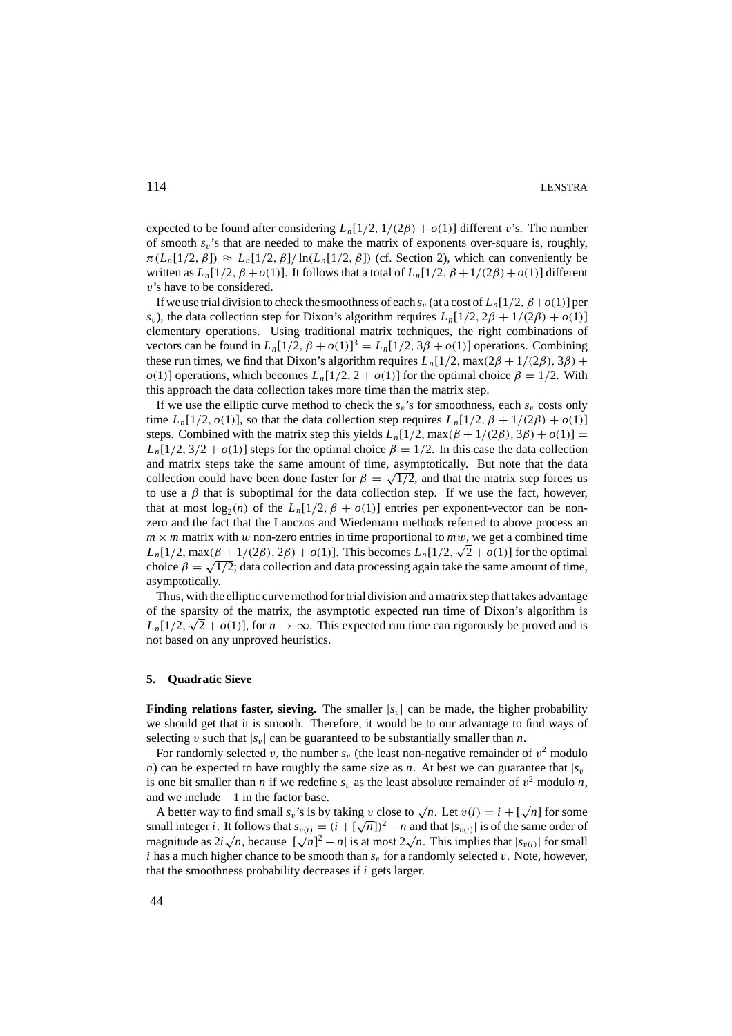expected to be found after considering $L_n[1/2, 1/(2\beta) + o(1)]$ different $v$'s. The number of smooth $s_v$'s that are needed to make the matrix of exponents over-square is, roughly, $\pi(L_n[1/2, \beta]) \approx L_n[1/2, \beta]/\ln(L_n[1/2, \beta])$ (cf. Section 2), which can conveniently be written as $L_n[1/2, \beta + o(1)]$. It follows that a total of $L_n[1/2, \beta + 1/(2\beta) + o(1)]$ different $v$'s have to be considered.

If we use trial division to check the smoothness of each $s_v$ (at a cost of $L_n[1/2, \beta + o(1)]$ per $s_v$), the data collection step for Dixon's algorithm requires $L_n[1/2, 2\beta + 1/(2\beta) + o(1)]$ elementary operations. Using traditional matrix techniques, the right combinations of vectors can be found in $L_n[1/2, \beta + o(1)]^3 = L_n[1/2, 3\beta + o(1)]$ operations. Combining these run times, we find that Dixon's algorithm requires $L_n[1/2, \max(2\beta + 1/(2\beta), 3\beta) + o(1)]$ operations, which becomes $L_n[1/2, 2 + o(1)]$ for the optimal choice $\beta = 1/2$. With this approach the data collection takes more time than the matrix step.

If we use the elliptic curve method to check the $s_v$'s for smoothness, each $s_v$ costs only time $L_n[1/2, o(1)]$, so that the data collection step requires $L_n[1/2, \beta + 1/(2\beta) + o(1)]$ steps. Combined with the matrix step this yields $L_n[1/2, \max(\beta + 1/(2\beta), 3\beta) + o(1)] = L_n[1/2, 3/2 + o(1)]$ steps for the optimal choice $\beta = 1/2$. In this case the data collection and matrix steps take the same amount of time, asymptotically. But note that the data collection could have been done faster for $\beta = \sqrt{1/2}$, and that the matrix step forces us to use a $\beta$ that is suboptimal for the data collection step. If we use the fact, however, that at most $\log_2(n)$ of the $L_n[1/2, \beta + o(1)]$ entries per exponent-vector can be non-zero and the fact that the Lanczos and Wiedemann methods referred to above process an $m \times m$ matrix with $w$ non-zero entries in time proportional to $mw$, we get a combined time $L_n[1/2, \max(\beta + 1/(2\beta), 2\beta) + o(1)]$. This becomes $L_n[1/2, \sqrt{2} + o(1)]$ for the optimal choice $\beta = \sqrt{1/2}$; data collection and data processing again take the same amount of time, asymptotically.

Thus, with the elliptic curve method for trial division and a matrix step that takes advantage of the sparsity of the matrix, the asymptotic expected run time of Dixon's algorithm is $L_n[1/2, \sqrt{2} + o(1)]$, for $n \to \infty$. This expected run time can rigorously be proved and is not based on any unproved heuristics.

## 5. Quadratic Sieve

**Finding relations faster, sieving.** The smaller $|s_v|$ can be made, the higher probability we should get that it is smooth. Therefore, it would be to our advantage to find ways of selecting $v$ such that $|s_v|$ can be guaranteed to be substantially smaller than $n$.

For randomly selected $v$, the number $s_v$ (the least non-negative remainder of $v^2$ modulo $n$) can be expected to have roughly the same size as $n$. At best we can guarantee that $|s_v|$ is one bit smaller than $n$ if we redefine $s_v$ as the least absolute remainder of $v^2$ modulo $n$, and we include $-1$ in the factor base.

A better way to find small $s_v$'s is by taking $v$ close to $\sqrt{n}$. Let $v(i) = i + [\sqrt{n}]$ for some small integer $i$. It follows that $s_{v(i)} = (i + [\sqrt{n}])^2 - n$ and that $|s_{v(i)}|$ is of the same order of magnitude as $2i\sqrt{n}$, because $|[\sqrt{n}]^2 - n|$ is at most $2\sqrt{n}$. This implies that $|s_{v(i)}|$ for small $i$ has a much higher chance to be smooth than $s_v$ for a randomly selected $v$. Note, however, that the smoothness probability decreases if $i$ gets larger.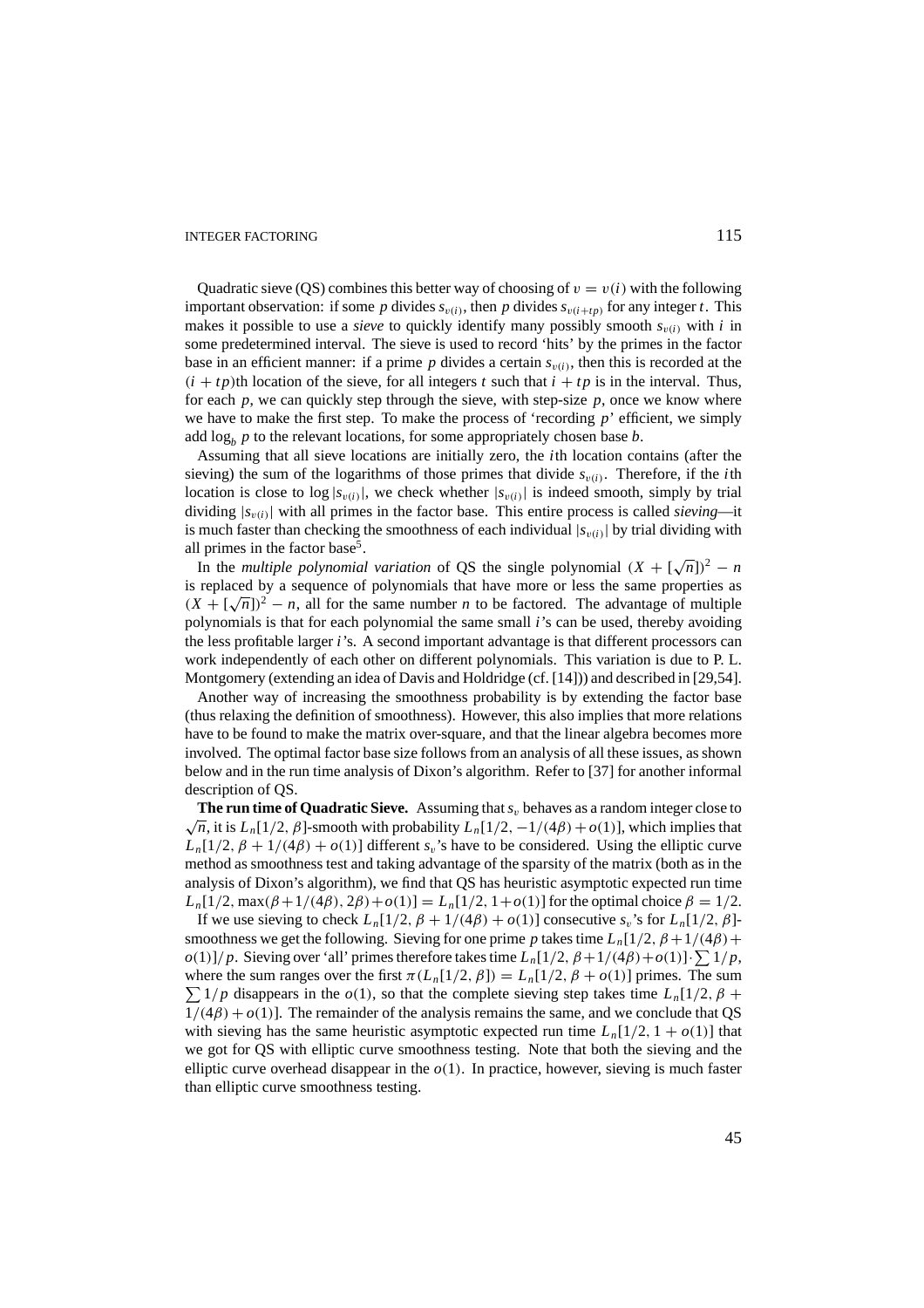Quadratic sieve (QS) combines this better way of choosing of $v = v(i)$ with the following important observation: if some $p$ divides $s_{v(i)}$, then $p$ divides $s_{v(i+tp)}$ for any integer $t$. This makes it possible to use a *sieve* to quickly identify many possibly smooth $s_{v(i)}$ with $i$ in some predetermined interval. The sieve is used to record 'hits' by the primes in the factor base in an efficient manner: if a prime $p$ divides a certain $s_{v(i)}$, then this is recorded at the $(i + tp)$th location of the sieve, for all integers $t$ such that $i + tp$ is in the interval. Thus, for each $p$, we can quickly step through the sieve, with step-size $p$, once we know where we have to make the first step. To make the process of 'recording $p$' efficient, we simply add $\log_b p$ to the relevant locations, for some appropriately chosen base $b$.

Assuming that all sieve locations are initially zero, the $i$th location contains (after the sieving) the sum of the logarithms of those primes that divide $s_{v(i)}$. Therefore, if the $i$th location is close to $\log |s_{v(i)}|$, we check whether $|s_{v(i)}|$ is indeed smooth, simply by trial dividing $|s_{v(i)}|$ with all primes in the factor base. This entire process is called *sieving*—it is much faster than checking the smoothness of each individual $|s_{v(i)}|$ by trial dividing with all primes in the factor base[5].

In the *multiple polynomial variation* of QS the single polynomial $(X + [\sqrt{n}])^2 - n$ is replaced by a sequence of polynomials that have more or less the same properties as $(X + [\sqrt{n}])^2 - n$, all for the same number $n$ to be factored. The advantage of multiple polynomials is that for each polynomial the same small $i$'s can be used, thereby avoiding the less profitable larger $i$'s. A second important advantage is that different processors can work independently of each other on different polynomials. This variation is due to P. L. Montgomery (extending an idea of Davis and Holdridge (cf. [14])) and described in [29,54].

Another way of increasing the smoothness probability is by extending the factor base (thus relaxing the definition of smoothness). However, this also implies that more relations have to be found to make the matrix over-square, and that the linear algebra becomes more involved. The optimal factor base size follows from an analysis of all these issues, as shown below and in the run time analysis of Dixon's algorithm. Refer to [37] for another informal description of QS.

**The run time of Quadratic Sieve.** Assuming that $s_v$ behaves as a random integer close to $\sqrt{n}$, it is $L_n[1/2, \beta]$-smooth with probability $L_n[1/2, -1/(4\beta) + o(1)]$, which implies that $L_n[1/2, \beta + 1/(4\beta) + o(1)]$ different $s_v$'s have to be considered. Using the elliptic curve method as smoothness test and taking advantage of the sparsity of the matrix (both as in the analysis of Dixon's algorithm), we find that QS has heuristic asymptotic expected run time $L_n[1/2, \max(\beta + 1/(4\beta), 2\beta) + o(1)] = L_n[1/2, 1 + o(1)]$ for the optimal choice $\beta = 1/2$.

If we use sieving to check $L_n[1/2, \beta + 1/(4\beta) + o(1)]$ consecutive $s_v$'s for $L_n[1/2, \beta]$-smoothness we get the following. Sieving for one prime $p$ takes time $L_n[1/2, \beta + 1/(4\beta) + o(1)]/p$. Sieving over 'all' primes therefore takes time $L_n[1/2, \beta + 1/(4\beta) + o(1)] \cdot \sum 1/p$, where the sum ranges over the first $\pi(L_n[1/2, \beta]) = L_n[1/2, \beta + o(1)]$ primes. The sum $\sum 1/p$ disappears in the $o(1)$, so that the complete sieving step takes time $L_n[1/2, \beta + 1/(4\beta) + o(1)]$. The remainder of the analysis remains the same, and we conclude that QS with sieving has the same heuristic asymptotic expected run time $L_n[1/2, 1 + o(1)]$ that we got for QS with elliptic curve smoothness testing. Note that both the sieving and the elliptic curve overhead disappear in the $o(1)$. In practice, however, sieving is much faster than elliptic curve smoothness testing.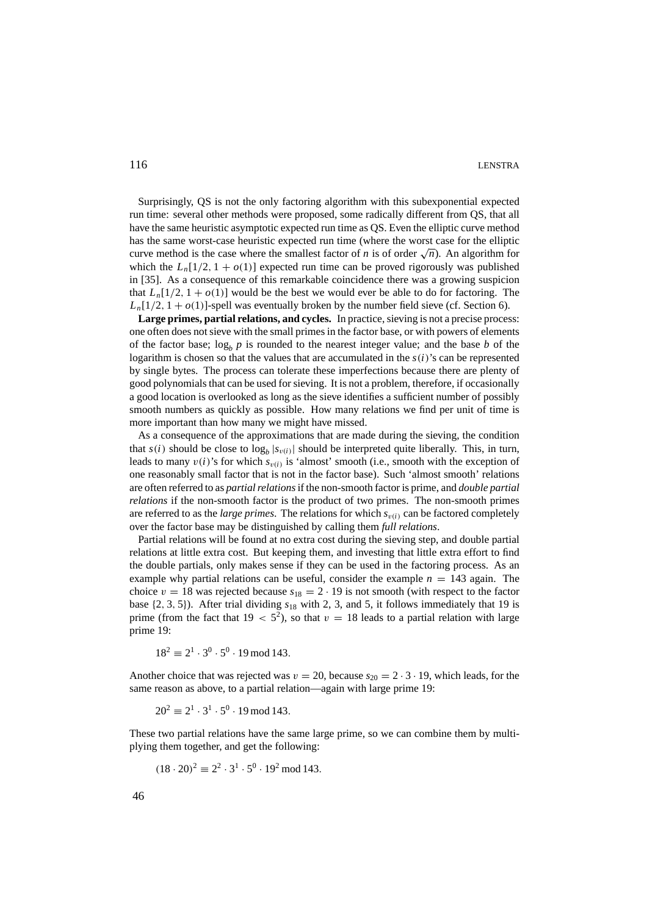Surprisingly, QS is not the only factoring algorithm with this subexponential expected run time: several other methods were proposed, some radically different from QS, that all have the same heuristic asymptotic expected run time as QS. Even the elliptic curve method has the same worst-case heuristic expected run time (where the worst case for the elliptic curve method is the case where the smallest factor of $n$ is of order $\sqrt{n}$). An algorithm for which the $L_n[1/2, 1 + o(1)]$ expected run time can be proved rigorously was published in [35]. As a consequence of this remarkable coincidence there was a growing suspicion that $L_n[1/2, 1 + o(1)]$ would be the best we would ever be able to do for factoring. The $L_n[1/2, 1 + o(1)]$-spell was eventually broken by the number field sieve (cf. Section 6).

**Large primes, partial relations, and cycles.** In practice, sieving is not a precise process: one often does not sieve with the small primes in the factor base, or with powers of elements of the factor base; $\log_b p$ is rounded to the nearest integer value; and the base $b$ of the logarithm is chosen so that the values that are accumulated in the $s(i)$'s can be represented by single bytes. The process can tolerate these imperfections because there are plenty of good polynomials that can be used for sieving. It is not a problem, therefore, if occasionally a good location is overlooked as long as the sieve identifies a sufficient number of possibly smooth numbers as quickly as possible. How many relations we find per unit of time is more important than how many we might have missed.

As a consequence of the approximations that are made during the sieving, the condition that $s(i)$ should be close to $\log_b |s_{v(i)}|$ should be interpreted quite liberally. This, in turn, leads to many $v(i)$'s for which $s_{v(i)}$ is 'almost' smooth (i.e., smooth with the exception of one reasonably small factor that is not in the factor base). Such 'almost smooth' relations are often referred to as *partial relations* if the non-smooth factor is prime, and *double partial relations* if the non-smooth factor is the product of two primes. The non-smooth primes are referred to as the *large primes*. The relations for which $s_{v(i)}$ can be factored completely over the factor base may be distinguished by calling them *full relations*.

Partial relations will be found at no extra cost during the sieving step, and double partial relations at little extra cost. But keeping them, and investing that little extra effort to find the double partials, only makes sense if they can be used in the factoring process. As an example why partial relations can be useful, consider the example $n = 143$ again. The choice $v = 18$ was rejected because $s_{18} = 2 \cdot 19$ is not smooth (with respect to the factor base $\{2, 3, 5\}$). After trial dividing $s_{18}$ with 2, 3, and 5, it follows immediately that 19 is prime (from the fact that $19 < 5^2$), so that $v = 18$ leads to a partial relation with large prime 19:

$$18^2 \equiv 2^1 \cdot 3^0 \cdot 5^0 \cdot 19 \bmod 143.$$

Another choice that was rejected was $v = 20$, because $s_{20} = 2 \cdot 3 \cdot 19$, which leads, for the same reason as above, to a partial relation—again with large prime 19:

$$20^2 \equiv 2^1 \cdot 3^1 \cdot 5^0 \cdot 19 \bmod 143.$$

These two partial relations have the same large prime, so we can combine them by multiplying them together, and get the following:

$$(18 \cdot 20)^2 \equiv 2^2 \cdot 3^1 \cdot 5^0 \cdot 19^2 \bmod 143.$$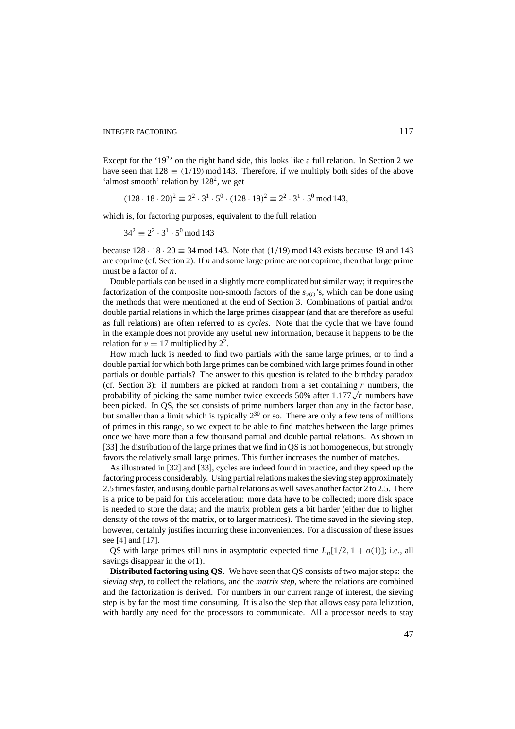Except for the '$19^2$' on the right hand side, this looks like a full relation. In Section 2 we have seen that $128 \equiv (1/19) \bmod 143$. Therefore, if we multiply both sides of the above 'almost smooth' relation by $128^2$, we get

$$(128 \cdot 18 \cdot 20)^2 \equiv 2^2 \cdot 3^1 \cdot 5^0 \cdot (128 \cdot 19)^2 \equiv 2^2 \cdot 3^1 \cdot 5^0 \bmod 143,$$

which is, for factoring purposes, equivalent to the full relation

$$34^2 \equiv 2^2 \cdot 3^1 \cdot 5^0 \bmod 143$$

because $128 \cdot 18 \cdot 20 \equiv 34 \bmod 143$. Note that $(1/19) \bmod 143$ exists because 19 and 143 are coprime (cf. Section 2). If $n$ and some large prime are not coprime, then that large prime must be a factor of $n$.

Double partials can be used in a slightly more complicated but similar way; it requires the factorization of the composite non-smooth factors of the $s_{v(i)}$'s, which can be done using the methods that were mentioned at the end of Section 3. Combinations of partial and/or double partial relations in which the large primes disappear (and that are therefore as useful as full relations) are often referred to as *cycles*. Note that the cycle that we have found in the example does not provide any useful new information, because it happens to be the relation for $v = 17$ multiplied by $2^2$.

How much luck is needed to find two partials with the same large primes, or to find a double partial for which both large primes can be combined with large primes found in other partials or double partials? The answer to this question is related to the birthday paradox (cf. Section 3): if numbers are picked at random from a set containing $r$ numbers, the probability of picking the same number twice exceeds 50% after $1.177\sqrt{r}$ numbers have been picked. In QS, the set consists of prime numbers larger than any in the factor base, but smaller than a limit which is typically $2^{30}$ or so. There are only a few tens of millions of primes in this range, so we expect to be able to find matches between the large primes once we have more than a few thousand partial and double partial relations. As shown in [33] the distribution of the large primes that we find in QS is not homogeneous, but strongly favors the relatively small large primes. This further increases the number of matches.

As illustrated in [32] and [33], cycles are indeed found in practice, and they speed up the factoring process considerably. Using partial relations makes the sieving step approximately 2.5 times faster, and using double partial relations as well saves another factor 2 to 2.5. There is a price to be paid for this acceleration: more data have to be collected; more disk space is needed to store the data; and the matrix problem gets a bit harder (either due to higher density of the rows of the matrix, or to larger matrices). The time saved in the sieving step, however, certainly justifies incurring these inconveniences. For a discussion of these issues see [4] and [17].

QS with large primes still runs in asymptotic expected time $L_n[1/2, 1 + o(1)]$; i.e., all savings disappear in the $o(1)$.

**Distributed factoring using QS.** We have seen that QS consists of two major steps: the *sieving step*, to collect the relations, and the *matrix step*, where the relations are combined and the factorization is derived. For numbers in our current range of interest, the sieving step is by far the most time consuming. It is also the step that allows easy parallelization, with hardly any need for the processors to communicate. All a processor needs to stay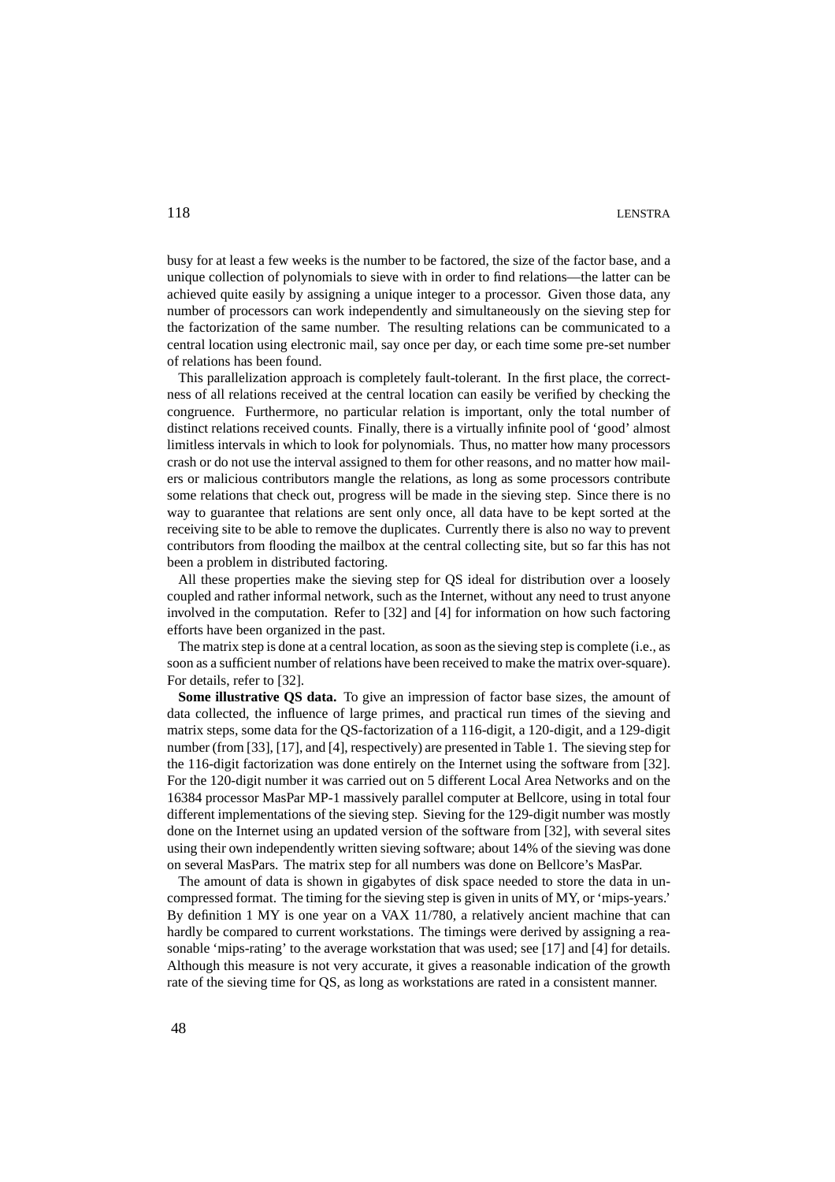busy for at least a few weeks is the number to be factored, the size of the factor base, and a unique collection of polynomials to sieve with in order to find relations—the latter can be achieved quite easily by assigning a unique integer to a processor. Given those data, any number of processors can work independently and simultaneously on the sieving step for the factorization of the same number. The resulting relations can be communicated to a central location using electronic mail, say once per day, or each time some pre-set number of relations has been found.

This parallelization approach is completely fault-tolerant. In the first place, the correctness of all relations received at the central location can easily be verified by checking the congruence. Furthermore, no particular relation is important, only the total number of distinct relations received counts. Finally, there is a virtually infinite pool of 'good' almost limitless intervals in which to look for polynomials. Thus, no matter how many processors crash or do not use the interval assigned to them for other reasons, and no matter how mailers or malicious contributors mangle the relations, as long as some processors contribute some relations that check out, progress will be made in the sieving step. Since there is no way to guarantee that relations are sent only once, all data have to be kept sorted at the receiving site to be able to remove the duplicates. Currently there is also no way to prevent contributors from flooding the mailbox at the central collecting site, but so far this has not been a problem in distributed factoring.

All these properties make the sieving step for QS ideal for distribution over a loosely coupled and rather informal network, such as the Internet, without any need to trust anyone involved in the computation. Refer to [32] and [4] for information on how such factoring efforts have been organized in the past.

The matrix step is done at a central location, as soon as the sieving step is complete (i.e., as soon as a sufficient number of relations have been received to make the matrix over-square). For details, refer to [32].

**Some illustrative QS data.** To give an impression of factor base sizes, the amount of data collected, the influence of large primes, and practical run times of the sieving and matrix steps, some data for the QS-factorization of a 116-digit, a 120-digit, and a 129-digit number (from [33], [17], and [4], respectively) are presented in Table 1. The sieving step for the 116-digit factorization was done entirely on the Internet using the software from [32]. For the 120-digit number it was carried out on 5 different Local Area Networks and on the 16384 processor MasPar MP-1 massively parallel computer at Bellcore, using in total four different implementations of the sieving step. Sieving for the 129-digit number was mostly done on the Internet using an updated version of the software from [32], with several sites using their own independently written sieving software; about 14% of the sieving was done on several MasPars. The matrix step for all numbers was done on Bellcore's MasPar.

The amount of data is shown in gigabytes of disk space needed to store the data in uncompressed format. The timing for the sieving step is given in units of MY, or 'mips-years.' By definition 1 MY is one year on a VAX 11/780, a relatively ancient machine that can hardly be compared to current workstations. The timings were derived by assigning a reasonable 'mips-rating' to the average workstation that was used; see [17] and [4] for details. Although this measure is not very accurate, it gives a reasonable indication of the growth rate of the sieving time for QS, as long as workstations are rated in a consistent manner.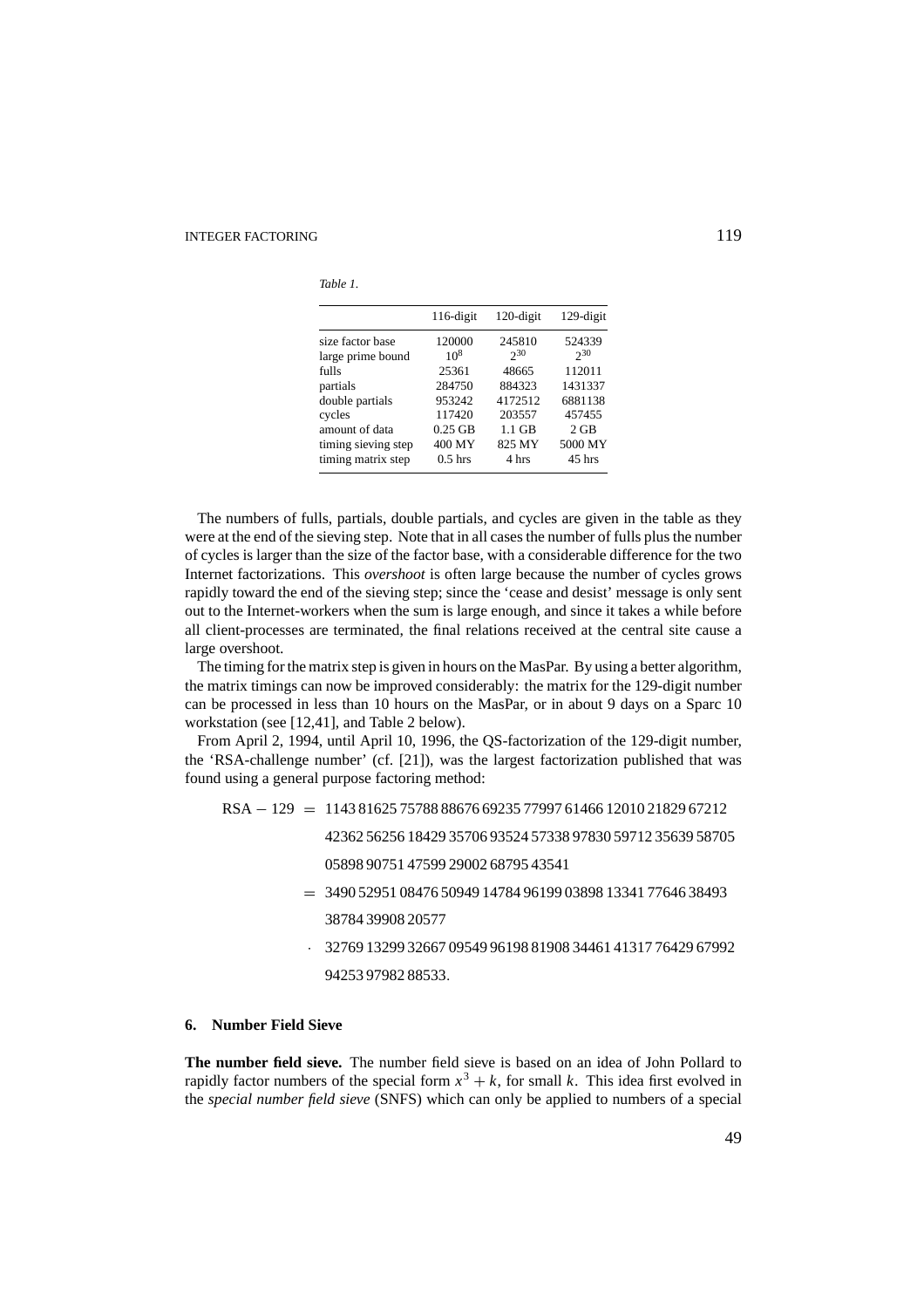*Table 1.*

| | 116-digit | 120-digit | 129-digit |
|---|---|---|---|
| size factor base | 120000 | 245810 | 524339 |
| large prime bound | $10^8$ | $2^{30}$ | $2^{30}$ |
| fulls | 25361 | 48665 | 112011 |
| partials | 284750 | 884323 | 1431337 |
| double partials | 953242 | 4172512 | 6881138 |
| cycles | 117420 | 203557 | 457455 |
| amount of data | 0.25 GB | 1.1 GB | 2 GB |
| timing sieving step | 400 MY | 825 MY | 5000 MY |
| timing matrix step | 0.5 hrs | 4 hrs | 45 hrs |

The numbers of fulls, partials, double partials, and cycles are given in the table as they were at the end of the sieving step. Note that in all cases the number of fulls plus the number of cycles is larger than the size of the factor base, with a considerable difference for the two Internet factorizations. This *overshoot* is often large because the number of cycles grows rapidly toward the end of the sieving step; since the 'cease and desist' message is only sent out to the Internet-workers when the sum is large enough, and since it takes a while before all client-processes are terminated, the final relations received at the central site cause a large overshoot.

The timing for the matrix step is given in hours on the MasPar. By using a better algorithm, the matrix timings can now be improved considerably: the matrix for the 129-digit number can be processed in less than 10 hours on the MasPar, or in about 9 days on a Sparc 10 workstation (see [12,41], and Table 2 below).

From April 2, 1994, until April 10, 1996, the QS-factorization of the 129-digit number, the 'RSA-challenge number' (cf. [21]), was the largest factorization published that was found using a general purpose factoring method:

$$
\begin{aligned}
\text{RSA} - 129 \;=\; & 1143\,81625\,75788\,88676\,69235\,77997\,61466\,12010\,21829\,67212 \\
& 42362\,56256\,18429\,35706\,93524\,57338\,97830\,59712\,35639\,58705 \\
& 05898\,90751\,47599\,29002\,68795\,43541 \\
=\; & 3490\,52951\,08476\,50949\,14784\,96199\,03898\,13341\,77646\,38493 \\
& 38784\,39908\,20577 \\
\cdot\; & 32769\,13299\,32667\,09549\,96198\,81908\,34461\,41317\,76429\,67992 \\
& 94253\,97982\,88533.
\end{aligned}
$$

## 6. Number Field Sieve

**The number field sieve.** The number field sieve is based on an idea of John Pollard to rapidly factor numbers of the special form $x^3 + k$, for small $k$. This idea first evolved in the *special number field sieve* (SNFS) which can only be applied to numbers of a special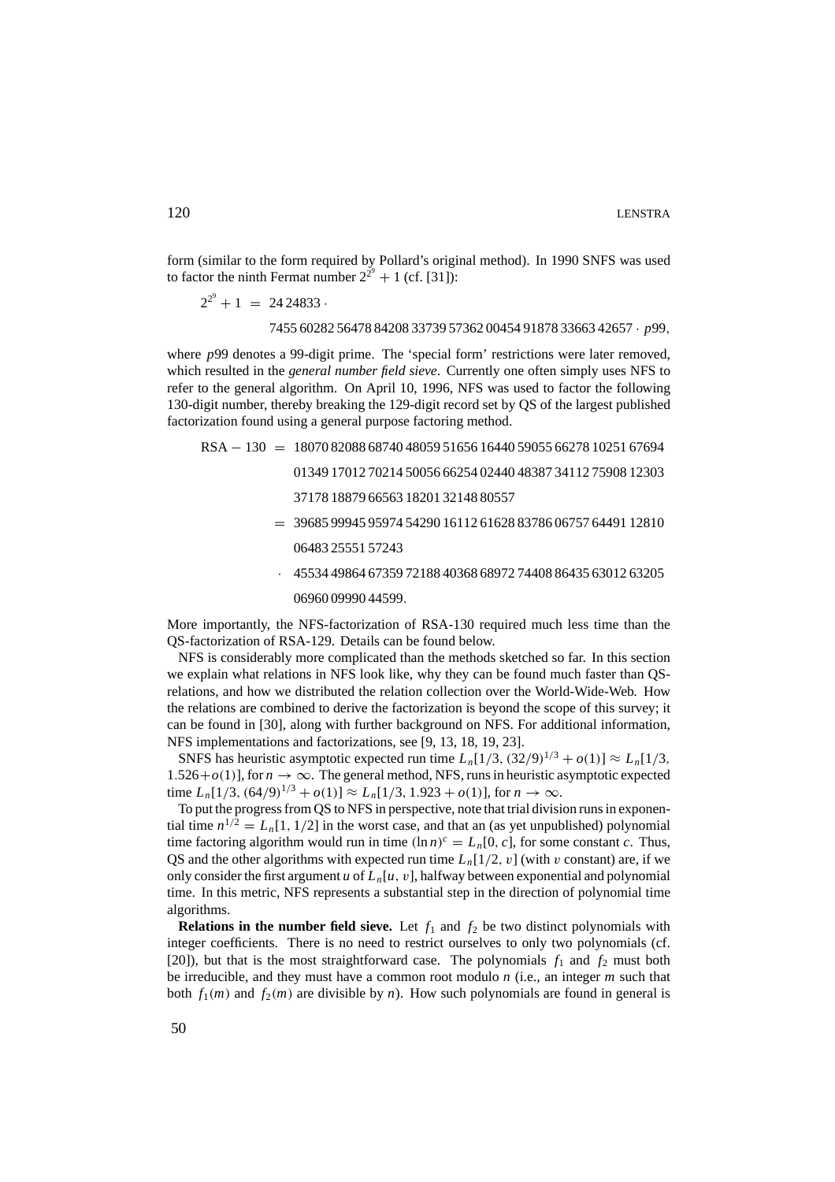form (similar to the form required by Pollard's original method). In 1990 SNFS was used to factor the ninth Fermat number $2^{2^9} + 1$ (cf. [31]):

$$2^{2^9} + 1 \;=\; 24\,24833 \cdot$$

$$7455\,60282\,56478\,84208\,33739\,57362\,00454\,91878\,33663\,42657 \cdot p99,$$

where $p99$ denotes a 99-digit prime. The 'special form' restrictions were later removed, which resulted in the *general number field sieve*. Currently one often simply uses NFS to refer to the general algorithm. On April 10, 1996, NFS was used to factor the following 130-digit number, thereby breaking the 129-digit record set by QS of the largest published factorization found using a general purpose factoring method.

$$\begin{aligned}
\text{RSA} - 130 \;=\; & 18070\,82088\,68740\,48059\,51656\,16440\,59055\,66278\,10251\,67694\\
& 01349\,17012\,70214\,50056\,66254\,02440\,48387\,34112\,75908\,12303\\
& 37178\,18879\,66563\,18201\,32148\,80557\\
=\; & 39685\,99945\,95974\,54290\,16112\,61628\,83786\,06757\,64491\,12810\\
& 06483\,25551\,57243\\
\cdot\; & 45534\,49864\,67359\,72188\,40368\,68972\,74408\,86435\,63012\,63205\\
& 06960\,09990\,44599.
\end{aligned}$$

More importantly, the NFS-factorization of RSA-130 required much less time than the QS-factorization of RSA-129. Details can be found below.

NFS is considerably more complicated than the methods sketched so far. In this section we explain what relations in NFS look like, why they can be found much faster than QS-relations, and how we distributed the relation collection over the World-Wide-Web. How the relations are combined to derive the factorization is beyond the scope of this survey; it can be found in [30], along with further background on NFS. For additional information, NFS implementations and factorizations, see [9, 13, 18, 19, 23].

SNFS has heuristic asymptotic expected run time $L_n[1/3, (32/9)^{1/3} + o(1)] \approx L_n[1/3, 1.526+o(1)]$, for $n \to \infty$. The general method, NFS, runs in heuristic asymptotic expected time $L_n[1/3, (64/9)^{1/3} + o(1)] \approx L_n[1/3, 1.923 + o(1)]$, for $n \to \infty$.

To put the progress from QS to NFS in perspective, note that trial division runs in exponential time $n^{1/2} = L_n[1, 1/2]$ in the worst case, and that an (as yet unpublished) polynomial time factoring algorithm would run in time $(\ln n)^c = L_n[0, c]$, for some constant $c$. Thus, QS and the other algorithms with expected run time $L_n[1/2, v]$ (with $v$ constant) are, if we only consider the first argument $u$ of $L_n[u, v]$, halfway between exponential and polynomial time. In this metric, NFS represents a substantial step in the direction of polynomial time algorithms.

**Relations in the number field sieve.** Let $f_1$ and $f_2$ be two distinct polynomials with integer coefficients. There is no need to restrict ourselves to only two polynomials (cf. [20]), but that is the most straightforward case. The polynomials $f_1$ and $f_2$ must both be irreducible, and they must have a common root modulo $n$ (i.e., an integer $m$ such that both $f_1(m)$ and $f_2(m)$ are divisible by $n$). How such polynomials are found in general is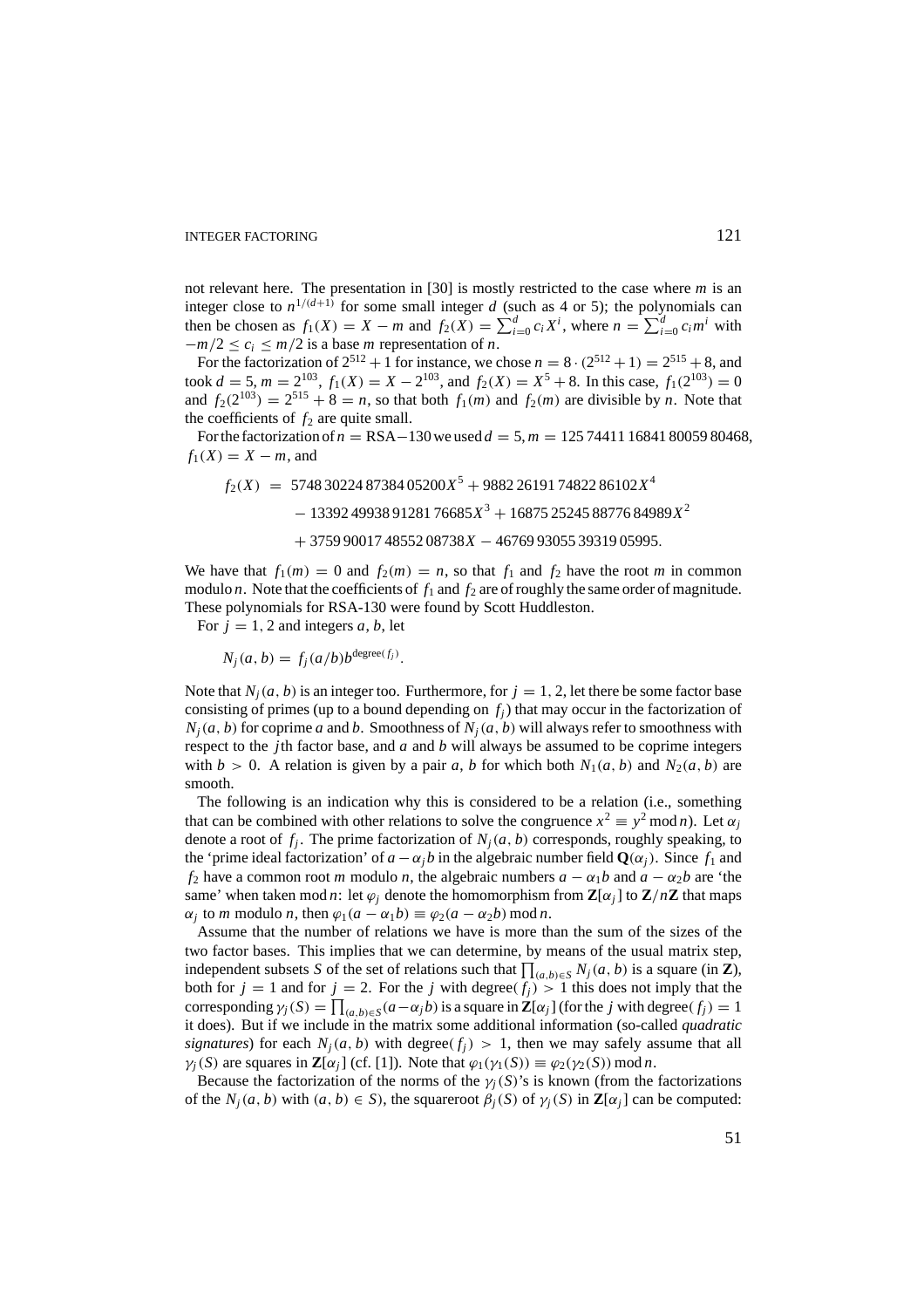not relevant here. The presentation in [30] is mostly restricted to the case where $m$ is an integer close to $n^{1/(d+1)}$ for some small integer $d$ (such as 4 or 5); the polynomials can then be chosen as $f_1(X) = X - m$ and $f_2(X) = \sum_{i=0}^{d} c_i X^i$, where $n = \sum_{i=0}^{d} c_i m^i$ with $-m/2 \le c_i \le m/2$ is a base $m$ representation of $n$.

For the factorization of $2^{512}+1$ for instance, we chose $n = 8 \cdot (2^{512}+1) = 2^{515}+8$, and took $d = 5$, $m = 2^{103}$, $f_1(X) = X - 2^{103}$, and $f_2(X) = X^5 + 8$. In this case, $f_1(2^{103}) = 0$ and $f_2(2^{103}) = 2^{515} + 8 = n$, so that both $f_1(m)$ and $f_2(m)$ are divisible by $n$. Note that the coefficients of $f_2$ are quite small.

For the factorization of $n = \text{RSA}-130$ we used $d = 5$, $m = 125\,74411\,16841\,80059\,80468$, $f_1(X) = X - m$, and

$$
\begin{aligned}
f_2(X) \;=\; & 5748\,30224\,87384\,05200X^5 + 9882\,26191\,74822\,86102X^4 \\
& - 13392\,49938\,91281\,76685X^3 + 16875\,25245\,88776\,84989X^2 \\
& + 3759\,90017\,48552\,08738X - 46769\,93055\,39319\,05995.
\end{aligned}
$$

We have that $f_1(m) = 0$ and $f_2(m) = n$, so that $f_1$ and $f_2$ have the root $m$ in common modulo $n$. Note that the coefficients of $f_1$ and $f_2$ are of roughly the same order of magnitude. These polynomials for RSA-130 were found by Scott Huddleston.

For $j = 1, 2$ and integers $a, b$, let

$$N_j(a, b) = f_j(a/b) b^{\text{degree}(f_j)}.$$

Note that $N_j(a, b)$ is an integer too. Furthermore, for $j = 1, 2$, let there be some factor base consisting of primes (up to a bound depending on $f_j$) that may occur in the factorization of $N_j(a, b)$ for coprime $a$ and $b$. Smoothness of $N_j(a, b)$ will always refer to smoothness with respect to the $j$th factor base, and $a$ and $b$ will always be assumed to be coprime integers with $b > 0$. A relation is given by a pair $a, b$ for which both $N_1(a, b)$ and $N_2(a, b)$ are smooth.

The following is an indication why this is considered to be a relation (i.e., something that can be combined with other relations to solve the congruence $x^2 \equiv y^2 \bmod n$). Let $\alpha_j$ denote a root of $f_j$. The prime factorization of $N_j(a, b)$ corresponds, roughly speaking, to the 'prime ideal factorization' of $a - \alpha_j b$ in the algebraic number field $\mathbf{Q}(\alpha_j)$. Since $f_1$ and $f_2$ have a common root $m$ modulo $n$, the algebraic numbers $a - \alpha_1 b$ and $a - \alpha_2 b$ are 'the same' when taken mod $n$: let $\varphi_j$ denote the homomorphism from $\mathbf{Z}[\alpha_j]$ to $\mathbf{Z}/n\mathbf{Z}$ that maps $\alpha_j$ to $m$ modulo $n$, then $\varphi_1(a - \alpha_1 b) \equiv \varphi_2(a - \alpha_2 b) \bmod n$.

Assume that the number of relations we have is more than the sum of the sizes of the two factor bases. This implies that we can determine, by means of the usual matrix step, independent subsets $S$ of the set of relations such that $\prod_{(a,b)\in S} N_j(a, b)$ is a square (in $\mathbf{Z}$), both for $j = 1$ and for $j = 2$. For the $j$ with degree$(f_j) > 1$ this does not imply that the corresponding $\gamma_j(S) = \prod_{(a,b)\in S}(a - \alpha_j b)$ is a square in $\mathbf{Z}[\alpha_j]$ (for the $j$ with degree$(f_j) = 1$ it does). But if we include in the matrix some additional information (so-called *quadratic signatures*) for each $N_j(a, b)$ with degree$(f_j) > 1$, then we may safely assume that all $\gamma_j(S)$ are squares in $\mathbf{Z}[\alpha_j]$ (cf. [1]). Note that $\varphi_1(\gamma_1(S)) \equiv \varphi_2(\gamma_2(S)) \bmod n$.

Because the factorization of the norms of the $\gamma_j(S)$'s is known (from the factorizations of the $N_j(a, b)$ with $(a, b) \in S$), the squareroot $\beta_j(S)$ of $\gamma_j(S)$ in $\mathbf{Z}[\alpha_j]$ can be computed: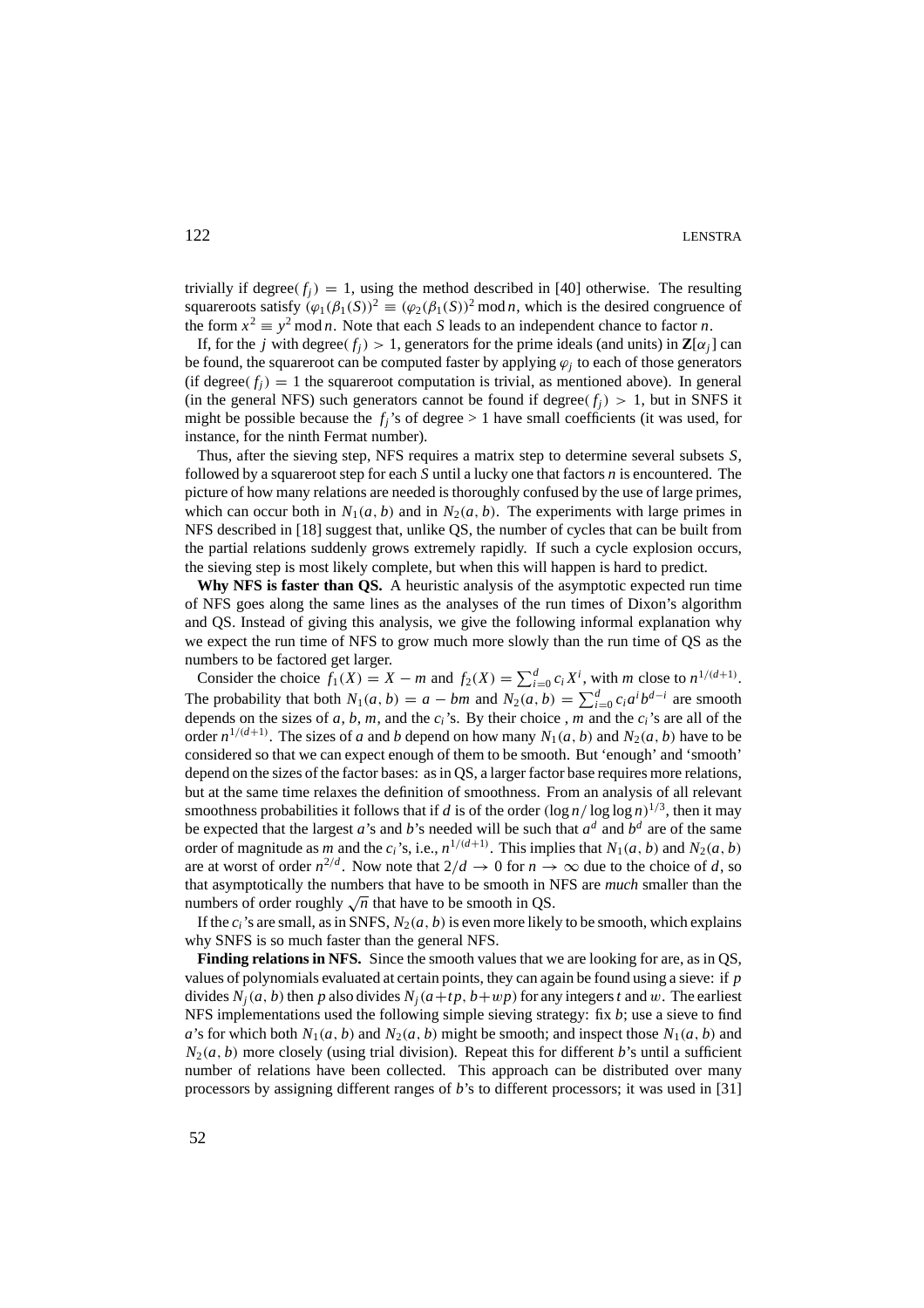trivially if degree$(f_j) = 1$, using the method described in [40] otherwise. The resulting squareroots satisfy $(\varphi_1(\beta_1(S)))^2 \equiv (\varphi_2(\beta_1(S))^2 \bmod n$, which is the desired congruence of the form $x^2 \equiv y^2 \bmod n$. Note that each $S$ leads to an independent chance to factor $n$.

If, for the $j$ with degree$(f_j) > 1$, generators for the prime ideals (and units) in $\mathbf{Z}[\alpha_j]$ can be found, the squareroot can be computed faster by applying $\varphi_j$ to each of those generators (if degree$(f_j) = 1$ the squareroot computation is trivial, as mentioned above). In general (in the general NFS) such generators cannot be found if degree$(f_j) > 1$, but in SNFS it might be possible because the $f_j$'s of degree $> 1$ have small coefficients (it was used, for instance, for the ninth Fermat number).

Thus, after the sieving step, NFS requires a matrix step to determine several subsets $S$, followed by a squareroot step for each $S$ until a lucky one that factors $n$ is encountered. The picture of how many relations are needed is thoroughly confused by the use of large primes, which can occur both in $N_1(a, b)$ and in $N_2(a, b)$. The experiments with large primes in NFS described in [18] suggest that, unlike QS, the number of cycles that can be built from the partial relations suddenly grows extremely rapidly. If such a cycle explosion occurs, the sieving step is most likely complete, but when this will happen is hard to predict.

**Why NFS is faster than QS.** A heuristic analysis of the asymptotic expected run time of NFS goes along the same lines as the analyses of the run times of Dixon's algorithm and QS. Instead of giving this analysis, we give the following informal explanation why we expect the run time of NFS to grow much more slowly than the run time of QS as the numbers to be factored get larger.

Consider the choice $f_1(X) = X - m$ and $f_2(X) = \sum_{i=0}^{d} c_i X^i$, with $m$ close to $n^{1/(d+1)}$. The probability that both $N_1(a, b) = a - bm$ and $N_2(a, b) = \sum_{i=0}^{d} c_i a^i b^{d-i}$ are smooth depends on the sizes of $a$, $b$, $m$, and the $c_i$'s. By their choice , $m$ and the $c_i$'s are all of the order $n^{1/(d+1)}$. The sizes of $a$ and $b$ depend on how many $N_1(a, b)$ and $N_2(a, b)$ have to be considered so that we can expect enough of them to be smooth. But 'enough' and 'smooth' depend on the sizes of the factor bases: as in QS, a larger factor base requires more relations, but at the same time relaxes the definition of smoothness. From an analysis of all relevant smoothness probabilities it follows that if $d$ is of the order $(\log n / \log\log n)^{1/3}$, then it may be expected that the largest $a$'s and $b$'s needed will be such that $a^d$ and $b^d$ are of the same order of magnitude as $m$ and the $c_i$'s, i.e., $n^{1/(d+1)}$. This implies that $N_1(a, b)$ and $N_2(a, b)$ are at worst of order $n^{2/d}$. Now note that $2/d \to 0$ for $n \to \infty$ due to the choice of $d$, so that asymptotically the numbers that have to be smooth in NFS are *much* smaller than the numbers of order roughly $\sqrt{n}$ that have to be smooth in QS.

If the $c_i$'s are small, as in SNFS, $N_2(a, b)$ is even more likely to be smooth, which explains why SNFS is so much faster than the general NFS.

**Finding relations in NFS.** Since the smooth values that we are looking for are, as in QS, values of polynomials evaluated at certain points, they can again be found using a sieve: if $p$ divides $N_j(a, b)$ then $p$ also divides $N_j(a+tp, b+wp)$ for any integers $t$ and $w$. The earliest NFS implementations used the following simple sieving strategy: fix $b$; use a sieve to find $a$'s for which both $N_1(a, b)$ and $N_2(a, b)$ might be smooth; and inspect those $N_1(a, b)$ and $N_2(a, b)$ more closely (using trial division). Repeat this for different $b$'s until a sufficient number of relations have been collected. This approach can be distributed over many processors by assigning different ranges of $b$'s to different processors; it was used in [31]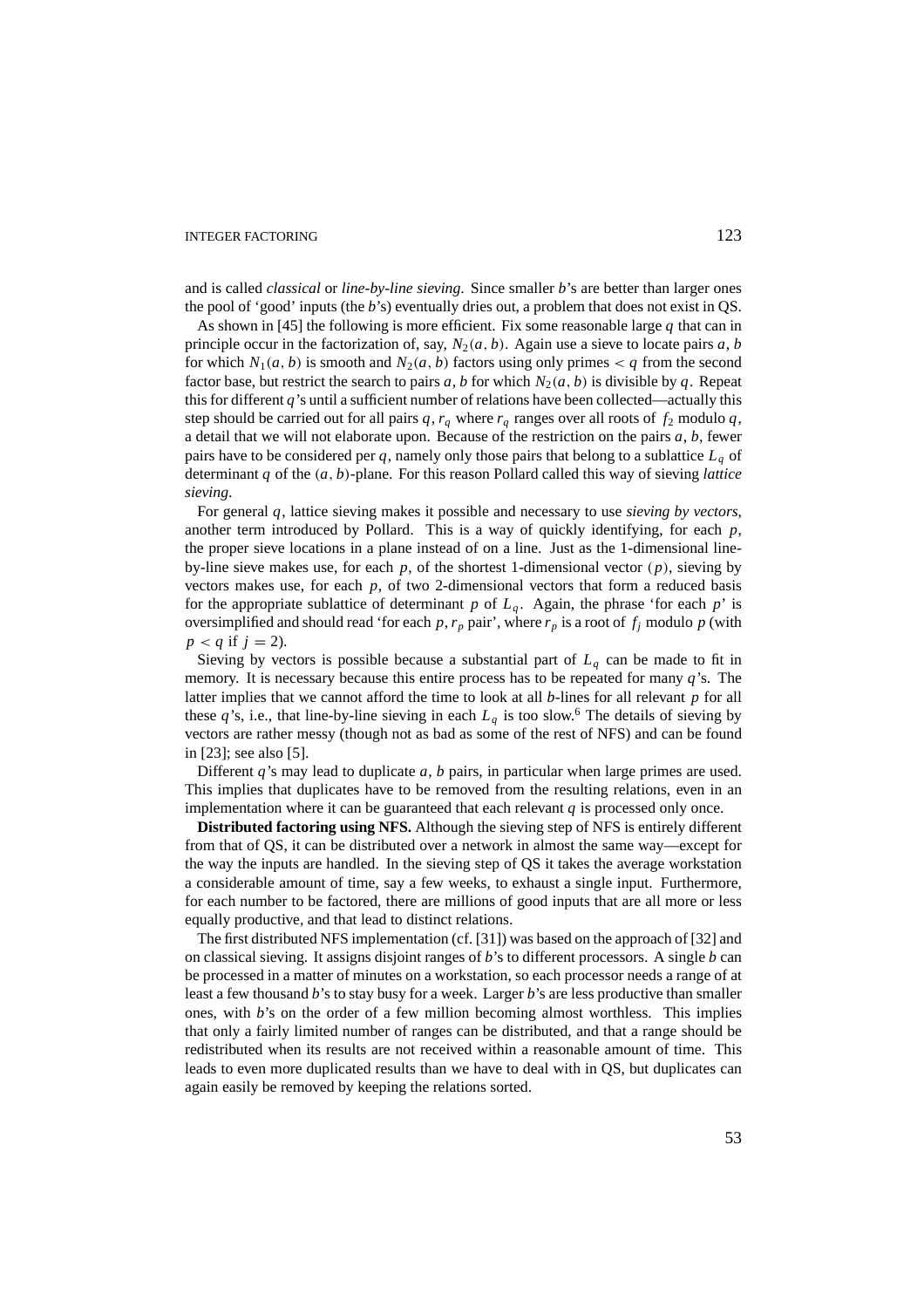and is called *classical* or *line-by-line sieving*. Since smaller $b$'s are better than larger ones the pool of 'good' inputs (the $b$'s) eventually dries out, a problem that does not exist in QS.

As shown in [45] the following is more efficient. Fix some reasonable large $q$ that can in principle occur in the factorization of, say, $N_2(a, b)$. Again use a sieve to locate pairs $a, b$ for which $N_1(a, b)$ is smooth and $N_2(a, b)$ factors using only primes $< q$ from the second factor base, but restrict the search to pairs $a, b$ for which $N_2(a, b)$ is divisible by $q$. Repeat this for different $q$'s until a sufficient number of relations have been collected—actually this step should be carried out for all pairs $q, r_q$ where $r_q$ ranges over all roots of $f_2$ modulo $q$, a detail that we will not elaborate upon. Because of the restriction on the pairs $a, b$, fewer pairs have to be considered per $q$, namely only those pairs that belong to a sublattice $L_q$ of determinant $q$ of the $(a, b)$-plane. For this reason Pollard called this way of sieving *lattice sieving*.

For general $q$, lattice sieving makes it possible and necessary to use *sieving by vectors*, another term introduced by Pollard. This is a way of quickly identifying, for each $p$, the proper sieve locations in a plane instead of on a line. Just as the 1-dimensional line-by-line sieve makes use, for each $p$, of the shortest 1-dimensional vector $(p)$, sieving by vectors makes use, for each $p$, of two 2-dimensional vectors that form a reduced basis for the appropriate sublattice of determinant $p$ of $L_q$. Again, the phrase 'for each $p$' is oversimplified and should read 'for each $p, r_p$ pair', where $r_p$ is a root of $f_j$ modulo $p$ (with $p < q$ if $j = 2$).

Sieving by vectors is possible because a substantial part of $L_q$ can be made to fit in memory. It is necessary because this entire process has to be repeated for many $q$'s. The latter implies that we cannot afford the time to look at all $b$-lines for all relevant $p$ for all these $q$'s, i.e., that line-by-line sieving in each $L_q$ is too slow.[6] The details of sieving by vectors are rather messy (though not as bad as some of the rest of NFS) and can be found in [23]; see also [5].

Different $q$'s may lead to duplicate $a, b$ pairs, in particular when large primes are used. This implies that duplicates have to be removed from the resulting relations, even in an implementation where it can be guaranteed that each relevant $q$ is processed only once.

**Distributed factoring using NFS.** Although the sieving step of NFS is entirely different from that of QS, it can be distributed over a network in almost the same way—except for the way the inputs are handled. In the sieving step of QS it takes the average workstation a considerable amount of time, say a few weeks, to exhaust a single input. Furthermore, for each number to be factored, there are millions of good inputs that are all more or less equally productive, and that lead to distinct relations.

The first distributed NFS implementation (cf. [31]) was based on the approach of [32] and on classical sieving. It assigns disjoint ranges of $b$'s to different processors. A single $b$ can be processed in a matter of minutes on a workstation, so each processor needs a range of at least a few thousand $b$'s to stay busy for a week. Larger $b$'s are less productive than smaller ones, with $b$'s on the order of a few million becoming almost worthless. This implies that only a fairly limited number of ranges can be distributed, and that a range should be redistributed when its results are not received within a reasonable amount of time. This leads to even more duplicated results than we have to deal with in QS, but duplicates can again easily be removed by keeping the relations sorted.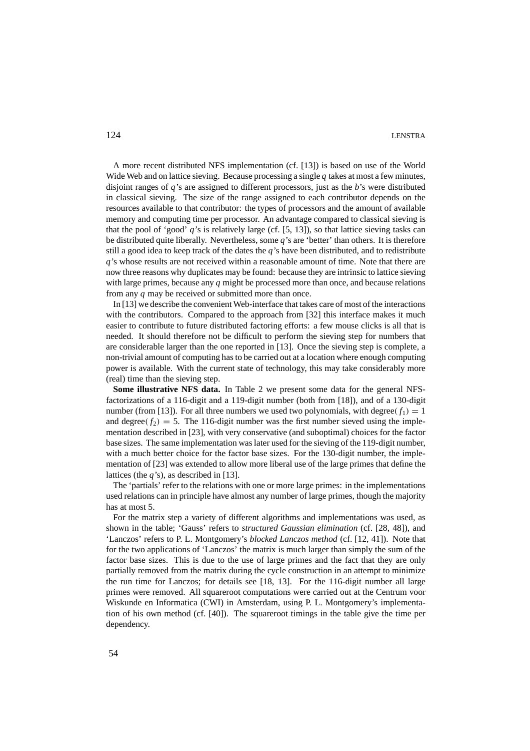A more recent distributed NFS implementation (cf. [13]) is based on use of the World Wide Web and on lattice sieving. Because processing a single $q$ takes at most a few minutes, disjoint ranges of $q$'s are assigned to different processors, just as the $b$'s were distributed in classical sieving. The size of the range assigned to each contributor depends on the resources available to that contributor: the types of processors and the amount of available memory and computing time per processor. An advantage compared to classical sieving is that the pool of 'good' $q$'s is relatively large (cf. [5, 13]), so that lattice sieving tasks can be distributed quite liberally. Nevertheless, some $q$'s are 'better' than others. It is therefore still a good idea to keep track of the dates the $q$'s have been distributed, and to redistribute $q$'s whose results are not received within a reasonable amount of time. Note that there are now three reasons why duplicates may be found: because they are intrinsic to lattice sieving with large primes, because any $q$ might be processed more than once, and because relations from any $q$ may be received or submitted more than once.

In [13] we describe the convenient Web-interface that takes care of most of the interactions with the contributors. Compared to the approach from [32] this interface makes it much easier to contribute to future distributed factoring efforts: a few mouse clicks is all that is needed. It should therefore not be difficult to perform the sieving step for numbers that are considerable larger than the one reported in [13]. Once the sieving step is complete, a non-trivial amount of computing has to be carried out at a location where enough computing power is available. With the current state of technology, this may take considerably more (real) time than the sieving step.

**Some illustrative NFS data.** In Table 2 we present some data for the general NFS-factorizations of a 116-digit and a 119-digit number (both from [18]), and of a 130-digit number (from [13]). For all three numbers we used two polynomials, with degree($f_1$) $= 1$ and degree($f_2$) $= 5$. The 116-digit number was the first number sieved using the implementation described in [23], with very conservative (and suboptimal) choices for the factor base sizes. The same implementation was later used for the sieving of the 119-digit number, with a much better choice for the factor base sizes. For the 130-digit number, the implementation of [23] was extended to allow more liberal use of the large primes that define the lattices (the $q$'s), as described in [13].

The 'partials' refer to the relations with one or more large primes: in the implementations used relations can in principle have almost any number of large primes, though the majority has at most 5.

For the matrix step a variety of different algorithms and implementations was used, as shown in the table; 'Gauss' refers to *structured Gaussian elimination* (cf. [28, 48]), and 'Lanczos' refers to P. L. Montgomery's *blocked Lanczos method* (cf. [12, 41]). Note that for the two applications of 'Lanczos' the matrix is much larger than simply the sum of the factor base sizes. This is due to the use of large primes and the fact that they are only partially removed from the matrix during the cycle construction in an attempt to minimize the run time for Lanczos; for details see [18, 13]. For the 116-digit number all large primes were removed. All squareroot computations were carried out at the Centrum voor Wiskunde en Informatica (CWI) in Amsterdam, using P. L. Montgomery's implementation of his own method (cf. [40]). The squareroot timings in the table give the time per dependency.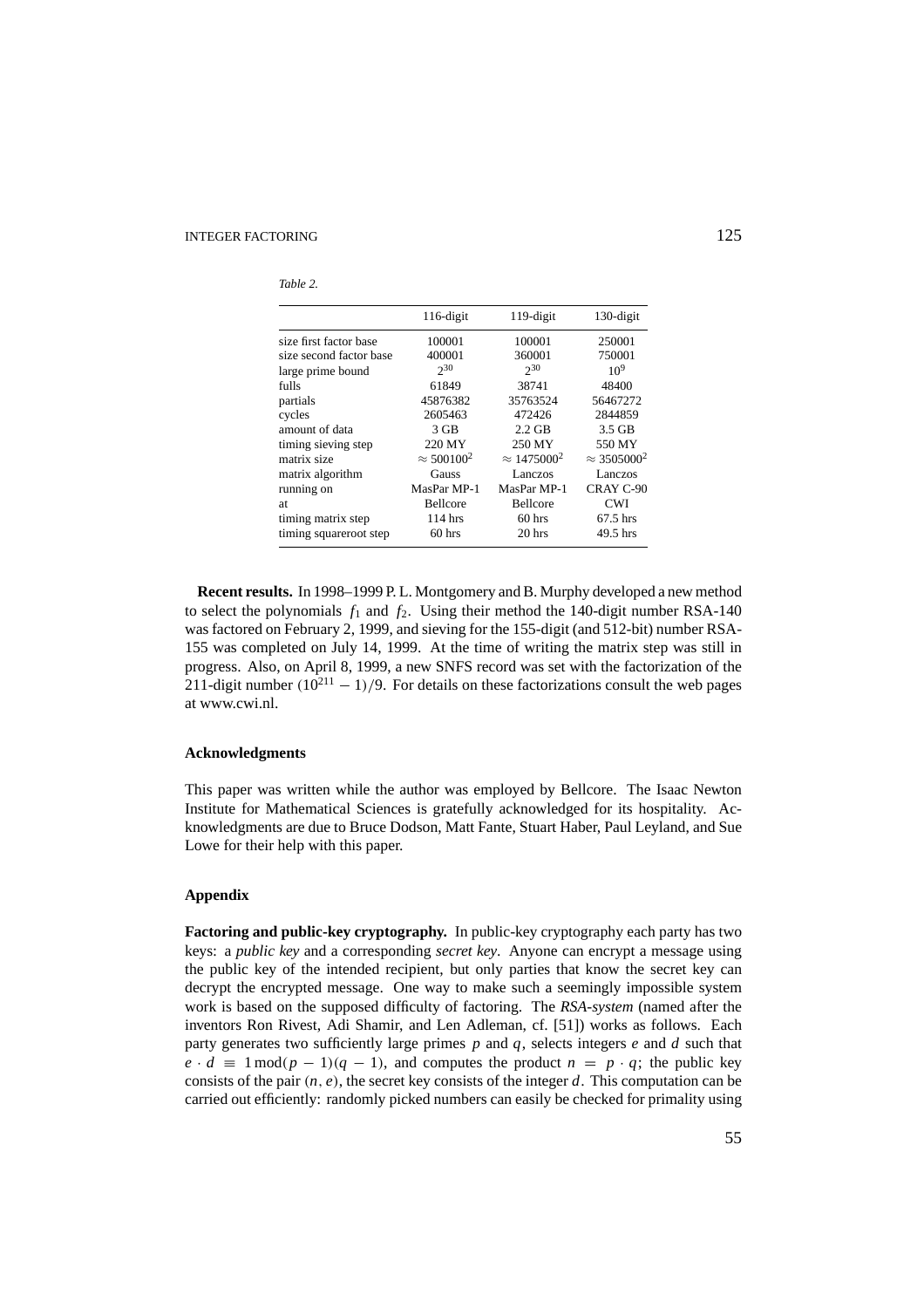*Table 2.*

| | 116-digit | 119-digit | 130-digit |
|---|---|---|---|
| size first factor base | 100001 | 100001 | 250001 |
| size second factor base | 400001 | 360001 | 750001 |
| large prime bound | $2^{30}$ | $2^{30}$ | $10^9$ |
| fulls | 61849 | 38741 | 48400 |
| partials | 45876382 | 35763524 | 56467272 |
| cycles | 2605463 | 472426 | 2844859 |
| amount of data | 3 GB | 2.2 GB | 3.5 GB |
| timing sieving step | 220 MY | 250 MY | 550 MY |
| matrix size | $\approx 500100^2$ | $\approx 1475000^2$ | $\approx 3505000^2$ |
| matrix algorithm | Gauss | Lanczos | Lanczos |
| running on | MasPar MP-1 | MasPar MP-1 | CRAY C-90 |
| at | Bellcore | Bellcore | CWI |
| timing matrix step | 114 hrs | 60 hrs | 67.5 hrs |
| timing squareroot step | 60 hrs | 20 hrs | 49.5 hrs |

**Recent results.** In 1998–1999 P. L. Montgomery and B. Murphy developed a new method to select the polynomials $f_1$ and $f_2$. Using their method the 140-digit number RSA-140 was factored on February 2, 1999, and sieving for the 155-digit (and 512-bit) number RSA-155 was completed on July 14, 1999. At the time of writing the matrix step was still in progress. Also, on April 8, 1999, a new SNFS record was set with the factorization of the 211-digit number $(10^{211} - 1)/9$. For details on these factorizations consult the web pages at www.cwi.nl.

## Acknowledgments

This paper was written while the author was employed by Bellcore. The Isaac Newton Institute for Mathematical Sciences is gratefully acknowledged for its hospitality. Acknowledgments are due to Bruce Dodson, Matt Fante, Stuart Haber, Paul Leyland, and Sue Lowe for their help with this paper.

## Appendix

**Factoring and public-key cryptography.** In public-key cryptography each party has two keys: a *public key* and a corresponding *secret key*. Anyone can encrypt a message using the public key of the intended recipient, but only parties that know the secret key can decrypt the encrypted message. One way to make such a seemingly impossible system work is based on the supposed difficulty of factoring. The *RSA-system* (named after the inventors Ron Rivest, Adi Shamir, and Len Adleman, cf. [51]) works as follows. Each party generates two sufficiently large primes $p$ and $q$, selects integers $e$ and $d$ such that $e \cdot d \equiv 1 \bmod (p-1)(q-1)$, and computes the product $n = p \cdot q$; the public key consists of the pair $(n, e)$, the secret key consists of the integer $d$. This computation can be carried out efficiently: randomly picked numbers can easily be checked for primality using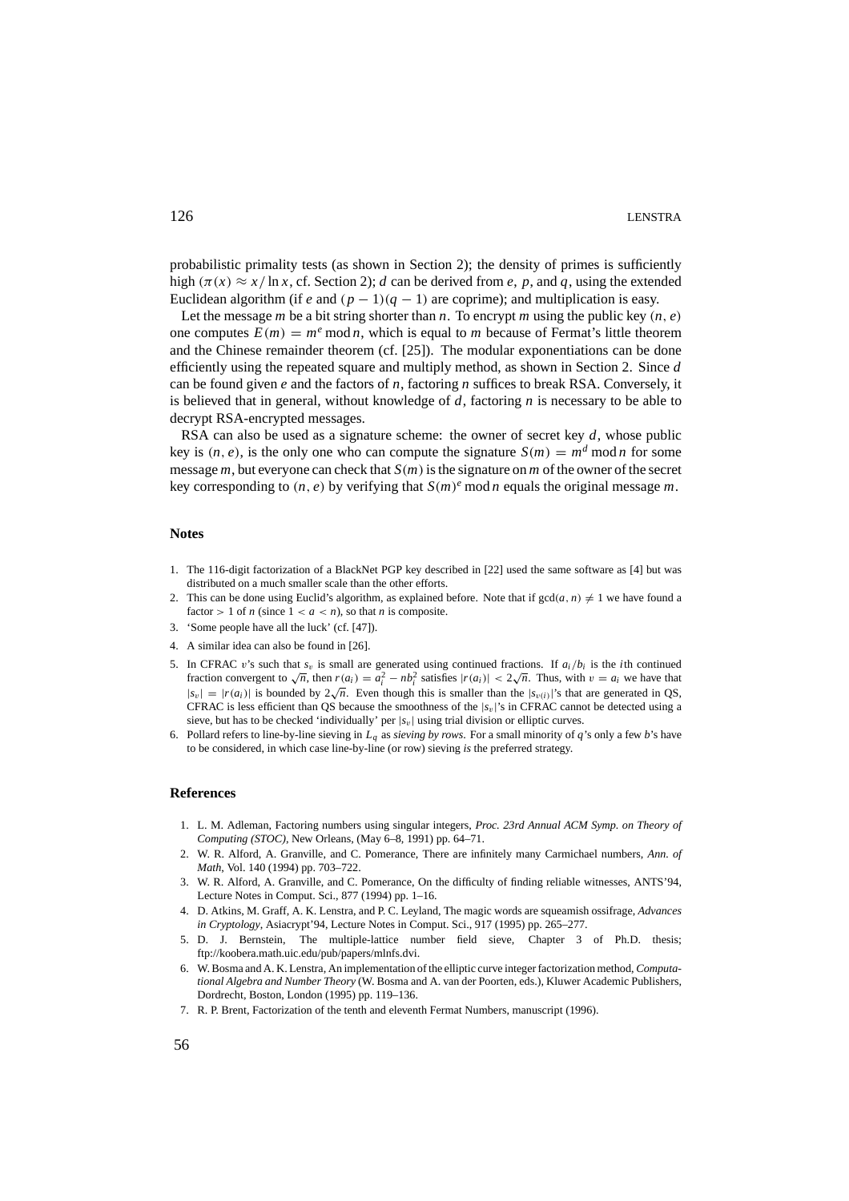probabilistic primality tests (as shown in Section 2); the density of primes is sufficiently high ($\pi(x) \approx x/\ln x$, cf. Section 2); $d$ can be derived from $e$, $p$, and $q$, using the extended Euclidean algorithm (if $e$ and $(p-1)(q-1)$ are coprime); and multiplication is easy.

Let the message $m$ be a bit string shorter than $n$. To encrypt $m$ using the public key $(n, e)$ one computes $E(m) = m^e \bmod n$, which is equal to $m$ because of Fermat's little theorem and the Chinese remainder theorem (cf. [25]). The modular exponentiations can be done efficiently using the repeated square and multiply method, as shown in Section 2. Since $d$ can be found given $e$ and the factors of $n$, factoring $n$ suffices to break RSA. Conversely, it is believed that in general, without knowledge of $d$, factoring $n$ is necessary to be able to decrypt RSA-encrypted messages.

RSA can also be used as a signature scheme: the owner of secret key $d$, whose public key is $(n, e)$, is the only one who can compute the signature $S(m) = m^d \bmod n$ for some message $m$, but everyone can check that $S(m)$ is the signature on $m$ of the owner of the secret key corresponding to $(n, e)$ by verifying that $S(m)^e \bmod n$ equals the original message $m$.

## Notes

1. The 116-digit factorization of a BlackNet PGP key described in [22] used the same software as [4] but was distributed on a much smaller scale than the other efforts.
2. This can be done using Euclid's algorithm, as explained before. Note that if $\gcd(a, n) \neq 1$ we have found a factor $> 1$ of $n$ (since $1 < a < n$), so that $n$ is composite.
3. 'Some people have all the luck' (cf. [47]).
4. A similar idea can also be found in [26].
5. In CFRAC $v$'s such that $s_v$ is small are generated using continued fractions. If $a_i/b_i$ is the $i$th continued fraction convergent to $\sqrt{n}$, then $r(a_i) = a_i^2 - nb_i^2$ satisfies $|r(a_i)| < 2\sqrt{n}$. Thus, with $v = a_i$ we have that $|s_v| = |r(a_i)|$ is bounded by $2\sqrt{n}$. Even though this is smaller than the $|s_{v(i)}|$'s that are generated in QS, CFRAC is less efficient than QS because the smoothness of the $|s_v|$'s in CFRAC cannot be detected using a sieve, but has to be checked 'individually' per $|s_v|$ using trial division or elliptic curves.
6. Pollard refers to line-by-line sieving in $L_q$ as *sieving by rows*. For a small minority of $q$'s only a few $b$'s have to be considered, in which case line-by-line (or row) sieving *is* the preferred strategy.

## References

1. L. M. Adleman, Factoring numbers using singular integers, *Proc. 23rd Annual ACM Symp. on Theory of Computing (STOC)*, New Orleans, (May 6–8, 1991) pp. 64–71.
2. W. R. Alford, A. Granville, and C. Pomerance, There are infinitely many Carmichael numbers, *Ann. of Math*, Vol. 140 (1994) pp. 703–722.
3. W. R. Alford, A. Granville, and C. Pomerance, On the difficulty of finding reliable witnesses, ANTS'94, Lecture Notes in Comput. Sci., 877 (1994) pp. 1–16.
4. D. Atkins, M. Graff, A. K. Lenstra, and P. C. Leyland, The magic words are squeamish ossifrage, *Advances in Cryptology*, Asiacrypt'94, Lecture Notes in Comput. Sci., 917 (1995) pp. 265–277.
5. D. J. Bernstein, The multiple-lattice number field sieve, Chapter 3 of Ph.D. thesis; ftp://koobera.math.uic.edu/pub/papers/mlnfs.dvi.
6. W. Bosma and A. K. Lenstra, An implementation of the elliptic curve integer factorization method, *Computational Algebra and Number Theory* (W. Bosma and A. van der Poorten, eds.), Kluwer Academic Publishers, Dordrecht, Boston, London (1995) pp. 119–136.
7. R. P. Brent, Factorization of the tenth and eleventh Fermat Numbers, manuscript (1996).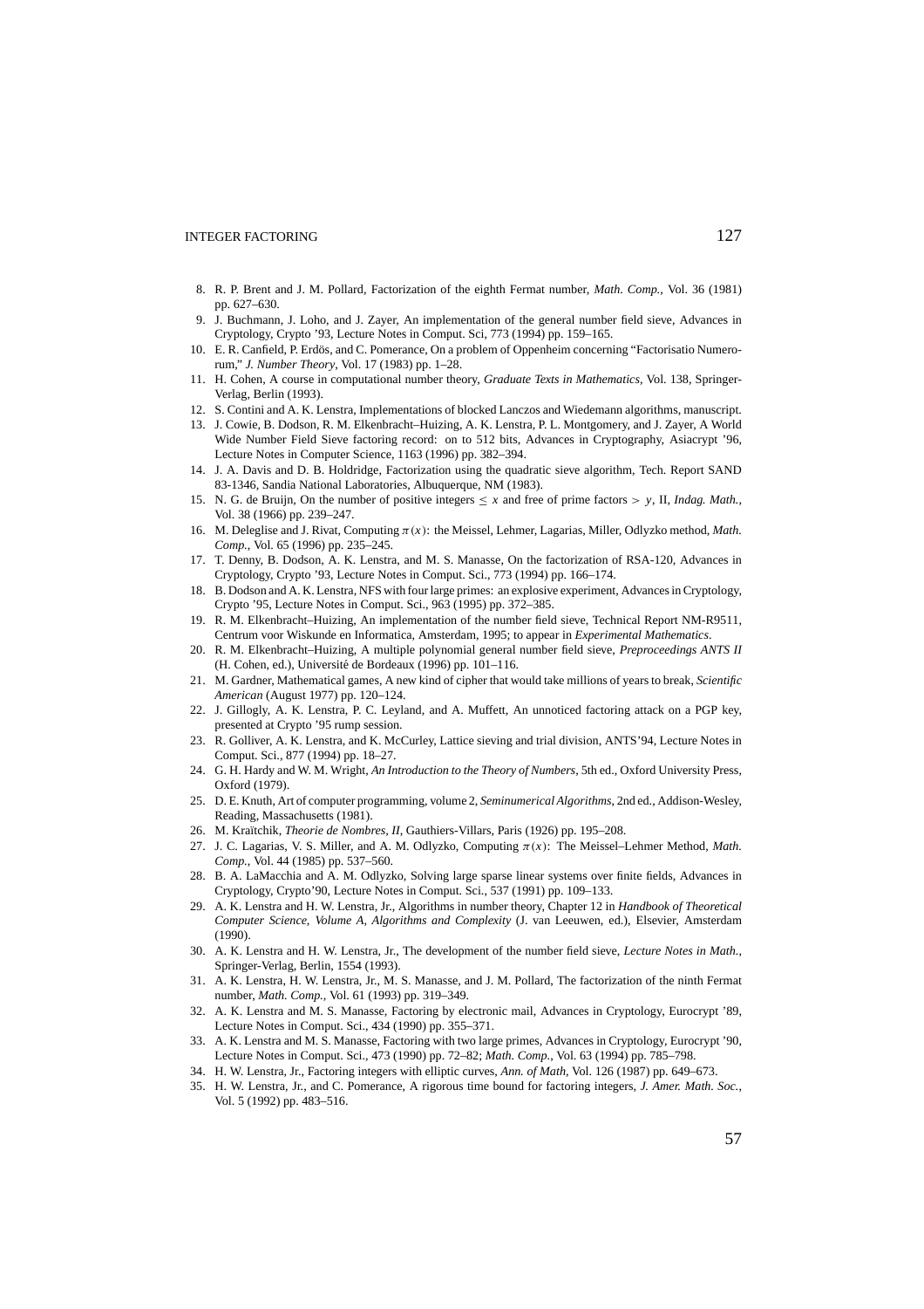8. R. P. Brent and J. M. Pollard, Factorization of the eighth Fermat number, *Math. Comp.*, Vol. 36 (1981) pp. 627–630.
9. J. Buchmann, J. Loho, and J. Zayer, An implementation of the general number field sieve, Advances in Cryptology, Crypto '93, Lecture Notes in Comput. Sci, 773 (1994) pp. 159–165.
10. E. R. Canfield, P. Erdös, and C. Pomerance, On a problem of Oppenheim concerning "Factorisatio Numerorum," *J. Number Theory*, Vol. 17 (1983) pp. 1–28.
11. H. Cohen, A course in computational number theory, *Graduate Texts in Mathematics*, Vol. 138, Springer-Verlag, Berlin (1993).
12. S. Contini and A. K. Lenstra, Implementations of blocked Lanczos and Wiedemann algorithms, manuscript.
13. J. Cowie, B. Dodson, R. M. Elkenbracht–Huizing, A. K. Lenstra, P. L. Montgomery, and J. Zayer, A World Wide Number Field Sieve factoring record: on to 512 bits, Advances in Cryptography, Asiacrypt '96, Lecture Notes in Computer Science, 1163 (1996) pp. 382–394.
14. J. A. Davis and D. B. Holdridge, Factorization using the quadratic sieve algorithm, Tech. Report SAND 83-1346, Sandia National Laboratories, Albuquerque, NM (1983).
15. N. G. de Bruijn, On the number of positive integers $\leq x$ and free of prime factors $> y$, II, *Indag. Math.*, Vol. 38 (1966) pp. 239–247.
16. M. Deleglise and J. Rivat, Computing $\pi(x)$: the Meissel, Lehmer, Lagarias, Miller, Odlyzko method, *Math. Comp.*, Vol. 65 (1996) pp. 235–245.
17. T. Denny, B. Dodson, A. K. Lenstra, and M. S. Manasse, On the factorization of RSA-120, Advances in Cryptology, Crypto '93, Lecture Notes in Comput. Sci., 773 (1994) pp. 166–174.
18. B. Dodson and A. K. Lenstra, NFS with four large primes: an explosive experiment, Advances in Cryptology, Crypto '95, Lecture Notes in Comput. Sci., 963 (1995) pp. 372–385.
19. R. M. Elkenbracht–Huizing, An implementation of the number field sieve, Technical Report NM-R9511, Centrum voor Wiskunde en Informatica, Amsterdam, 1995; to appear in *Experimental Mathematics*.
20. R. M. Elkenbracht–Huizing, A multiple polynomial general number field sieve, *Preproceedings ANTS II* (H. Cohen, ed.), Université de Bordeaux (1996) pp. 101–116.
21. M. Gardner, Mathematical games, A new kind of cipher that would take millions of years to break, *Scientific American* (August 1977) pp. 120–124.
22. J. Gillogly, A. K. Lenstra, P. C. Leyland, and A. Muffett, An unnoticed factoring attack on a PGP key, presented at Crypto '95 rump session.
23. R. Golliver, A. K. Lenstra, and K. McCurley, Lattice sieving and trial division, ANTS'94, Lecture Notes in Comput. Sci., 877 (1994) pp. 18–27.
24. G. H. Hardy and W. M. Wright, *An Introduction to the Theory of Numbers*, 5th ed., Oxford University Press, Oxford (1979).
25. D. E. Knuth, Art of computer programming, volume 2, *Seminumerical Algorithms*, 2nd ed., Addison-Wesley, Reading, Massachusetts (1981).
26. M. Kraïtchik, *Theorie de Nombres, II*, Gauthiers-Villars, Paris (1926) pp. 195–208.
27. J. C. Lagarias, V. S. Miller, and A. M. Odlyzko, Computing $\pi(x)$: The Meissel–Lehmer Method, *Math. Comp.*, Vol. 44 (1985) pp. 537–560.
28. B. A. LaMacchia and A. M. Odlyzko, Solving large sparse linear systems over finite fields, Advances in Cryptology, Crypto'90, Lecture Notes in Comput. Sci., 537 (1991) pp. 109–133.
29. A. K. Lenstra and H. W. Lenstra, Jr., Algorithms in number theory, Chapter 12 in *Handbook of Theoretical Computer Science, Volume A, Algorithms and Complexity* (J. van Leeuwen, ed.), Elsevier, Amsterdam (1990).
30. A. K. Lenstra and H. W. Lenstra, Jr., The development of the number field sieve, *Lecture Notes in Math.*, Springer-Verlag, Berlin, 1554 (1993).
31. A. K. Lenstra, H. W. Lenstra, Jr., M. S. Manasse, and J. M. Pollard, The factorization of the ninth Fermat number, *Math. Comp.*, Vol. 61 (1993) pp. 319–349.
32. A. K. Lenstra and M. S. Manasse, Factoring by electronic mail, Advances in Cryptology, Eurocrypt '89, Lecture Notes in Comput. Sci., 434 (1990) pp. 355–371.
33. A. K. Lenstra and M. S. Manasse, Factoring with two large primes, Advances in Cryptology, Eurocrypt '90, Lecture Notes in Comput. Sci., 473 (1990) pp. 72–82; *Math. Comp.*, Vol. 63 (1994) pp. 785–798.
34. H. W. Lenstra, Jr., Factoring integers with elliptic curves, *Ann. of Math*, Vol. 126 (1987) pp. 649–673.
35. H. W. Lenstra, Jr., and C. Pomerance, A rigorous time bound for factoring integers, *J. Amer. Math. Soc.*, Vol. 5 (1992) pp. 483–516.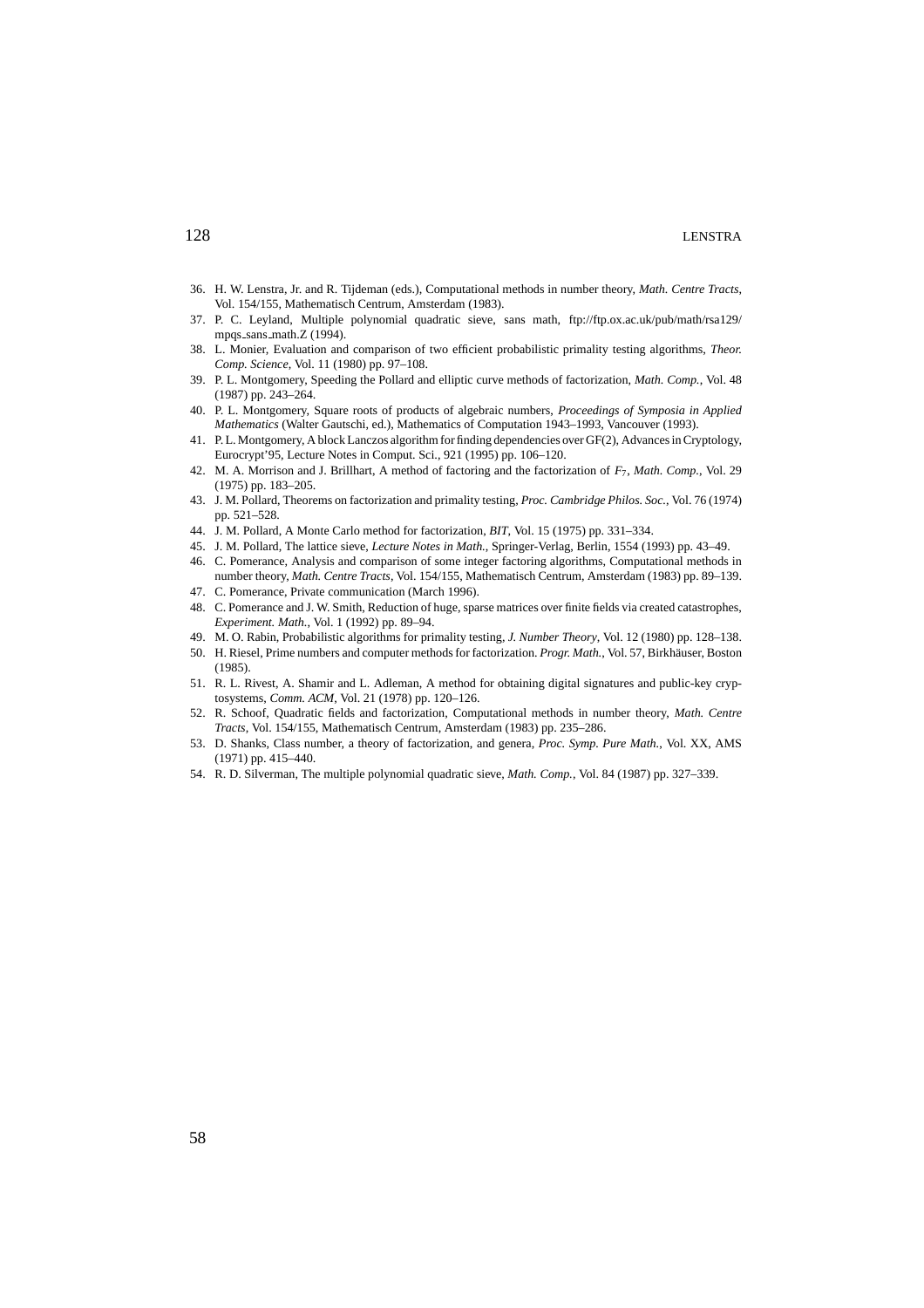36. H. W. Lenstra, Jr. and R. Tijdeman (eds.), Computational methods in number theory, *Math. Centre Tracts*, Vol. 154/155, Mathematisch Centrum, Amsterdam (1983).
37. P. C. Leyland, Multiple polynomial quadratic sieve, sans math, ftp://ftp.ox.ac.uk/pub/math/rsa129/mpqs_sans_math.Z (1994).
38. L. Monier, Evaluation and comparison of two efficient probabilistic primality testing algorithms, *Theor. Comp. Science*, Vol. 11 (1980) pp. 97–108.
39. P. L. Montgomery, Speeding the Pollard and elliptic curve methods of factorization, *Math. Comp.*, Vol. 48 (1987) pp. 243–264.
40. P. L. Montgomery, Square roots of products of algebraic numbers, *Proceedings of Symposia in Applied Mathematics* (Walter Gautschi, ed.), Mathematics of Computation 1943–1993, Vancouver (1993).
41. P. L. Montgomery, A block Lanczos algorithm for finding dependencies over GF(2), Advances in Cryptology, Eurocrypt'95, Lecture Notes in Comput. Sci., 921 (1995) pp. 106–120.
42. M. A. Morrison and J. Brillhart, A method of factoring and the factorization of $F_7$, *Math. Comp.*, Vol. 29 (1975) pp. 183–205.
43. J. M. Pollard, Theorems on factorization and primality testing, *Proc. Cambridge Philos. Soc.*, Vol. 76 (1974) pp. 521–528.
44. J. M. Pollard, A Monte Carlo method for factorization, *BIT*, Vol. 15 (1975) pp. 331–334.
45. J. M. Pollard, The lattice sieve, *Lecture Notes in Math.*, Springer-Verlag, Berlin, 1554 (1993) pp. 43–49.
46. C. Pomerance, Analysis and comparison of some integer factoring algorithms, Computational methods in number theory, *Math. Centre Tracts*, Vol. 154/155, Mathematisch Centrum, Amsterdam (1983) pp. 89–139.
47. C. Pomerance, Private communication (March 1996).
48. C. Pomerance and J. W. Smith, Reduction of huge, sparse matrices over finite fields via created catastrophes, *Experiment. Math.*, Vol. 1 (1992) pp. 89–94.
49. M. O. Rabin, Probabilistic algorithms for primality testing, *J. Number Theory*, Vol. 12 (1980) pp. 128–138.
50. H. Riesel, Prime numbers and computer methods for factorization. *Progr. Math.*, Vol. 57, Birkhäuser, Boston (1985).
51. R. L. Rivest, A. Shamir and L. Adleman, A method for obtaining digital signatures and public-key cryptosystems, *Comm. ACM*, Vol. 21 (1978) pp. 120–126.
52. R. Schoof, Quadratic fields and factorization, Computational methods in number theory, *Math. Centre Tracts*, Vol. 154/155, Mathematisch Centrum, Amsterdam (1983) pp. 235–286.
53. D. Shanks, Class number, a theory of factorization, and genera, *Proc. Symp. Pure Math.*, Vol. XX, AMS (1971) pp. 415–440.
54. R. D. Silverman, The multiple polynomial quadratic sieve, *Math. Comp.*, Vol. 84 (1987) pp. 327–339.